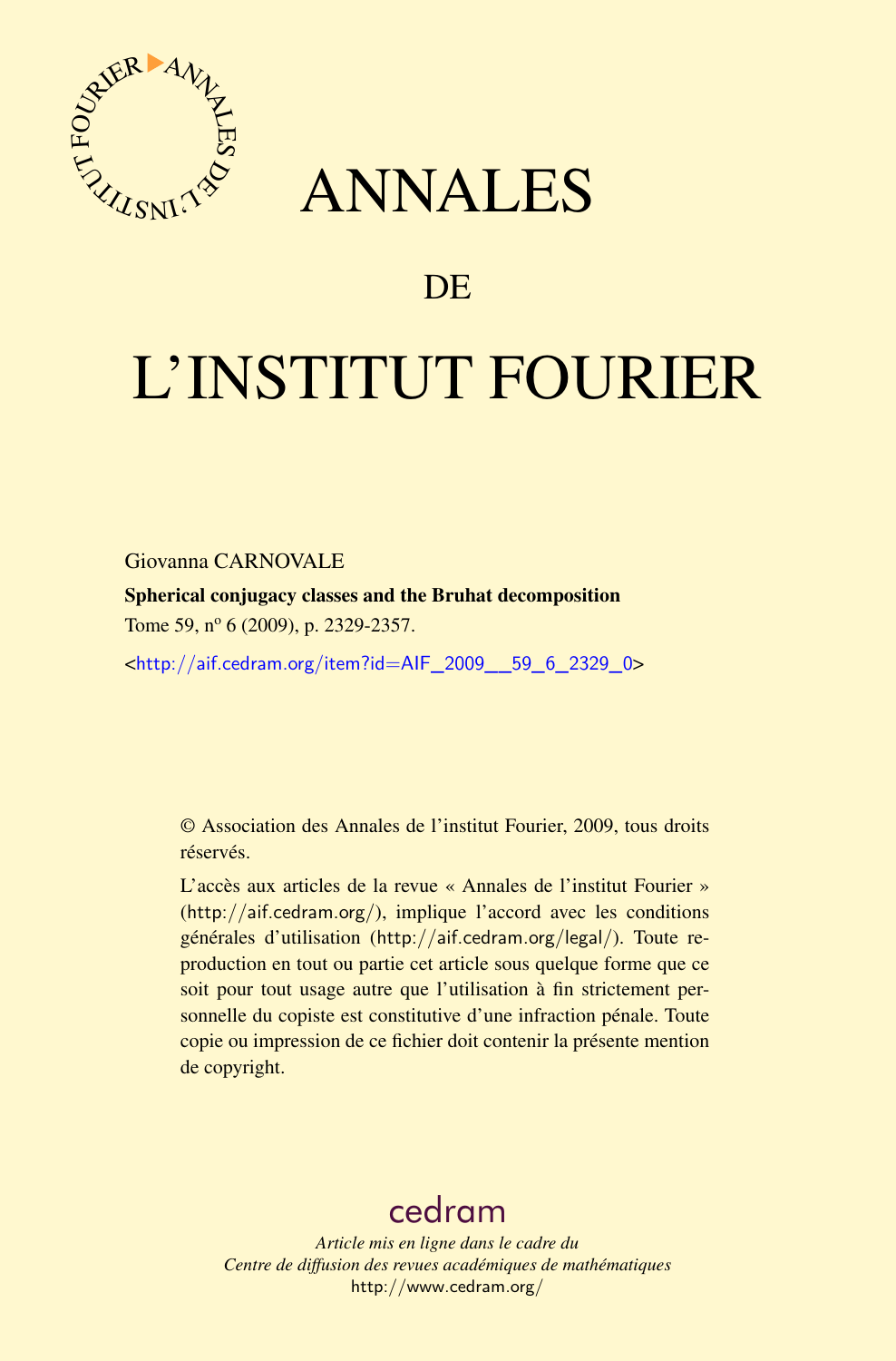# ANNALES

# DE

# L'INSTITUT FOURIER

Giovanna CARNOVALE

**Spherical conjugacy classes and the Bruhat decomposition**

Tome 59, n$^{o}$ 6 (2009), p. 2329-2357.

<http://aif.cedram.org/item?id=AIF_2009__59_6_2329_0>

© Association des Annales de l'institut Fourier, 2009, tous droits réservés.

L'accès aux articles de la revue « Annales de l'institut Fourier » (http://aif.cedram.org/), implique l'accord avec les conditions générales d'utilisation (http://aif.cedram.org/legal/). Toute reproduction en tout ou partie cet article sous quelque forme que ce soit pour tout usage autre que l'utilisation à fin strictement personnelle du copiste est constitutive d'une infraction pénale. Toute copie ou impression de ce fichier doit contenir la présente mention de copyright.

cedram

*Article mis en ligne dans le cadre du*
*Centre de diffusion des revues académiques de mathématiques*
http://www.cedram.org/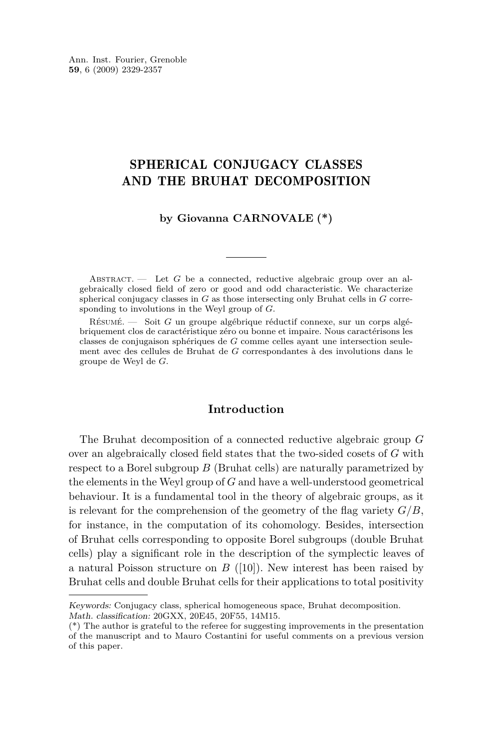# SPHERICAL CONJUGACY CLASSES AND THE BRUHAT DECOMPOSITION

**by Giovanna CARNOVALE (*)**

Abstract. — Let $G$ be a connected, reductive algebraic group over an algebraically closed field of zero or good and odd characteristic. We characterize spherical conjugacy classes in $G$ as those intersecting only Bruhat cells in $G$ corresponding to involutions in the Weyl group of $G$.

Résumé. — Soit $G$ un groupe algébrique réductif connexe, sur un corps algébriquement clos de caractéristique zéro ou bonne et impaire. Nous caractérisons les classes de conjugaison sphériques de $G$ comme celles ayant une intersection seulement avec des cellules de Bruhat de $G$ correspondantes à des involutions dans le groupe de Weyl de $G$.

## Introduction

The Bruhat decomposition of a connected reductive algebraic group $G$ over an algebraically closed field states that the two-sided cosets of $G$ with respect to a Borel subgroup $B$ (Bruhat cells) are naturally parametrized by the elements in the Weyl group of $G$ and have a well-understood geometrical behaviour. It is a fundamental tool in the theory of algebraic groups, as it is relevant for the comprehension of the geometry of the flag variety $G/B$, for instance, in the computation of its cohomology. Besides, intersection of Bruhat cells corresponding to opposite Borel subgroups (double Bruhat cells) play a significant role in the description of the symplectic leaves of a natural Poisson structure on $B$ ([10]). New interest has been raised by Bruhat cells and double Bruhat cells for their applications to total positivity

---

*Keywords:* Conjugacy class, spherical homogeneous space, Bruhat decomposition.
*Math. classification:* 20GXX, 20E45, 20F55, 14M15.
(*) The author is grateful to the referee for suggesting improvements in the presentation of the manuscript and to Mauro Costantini for useful comments on a previous version of this paper.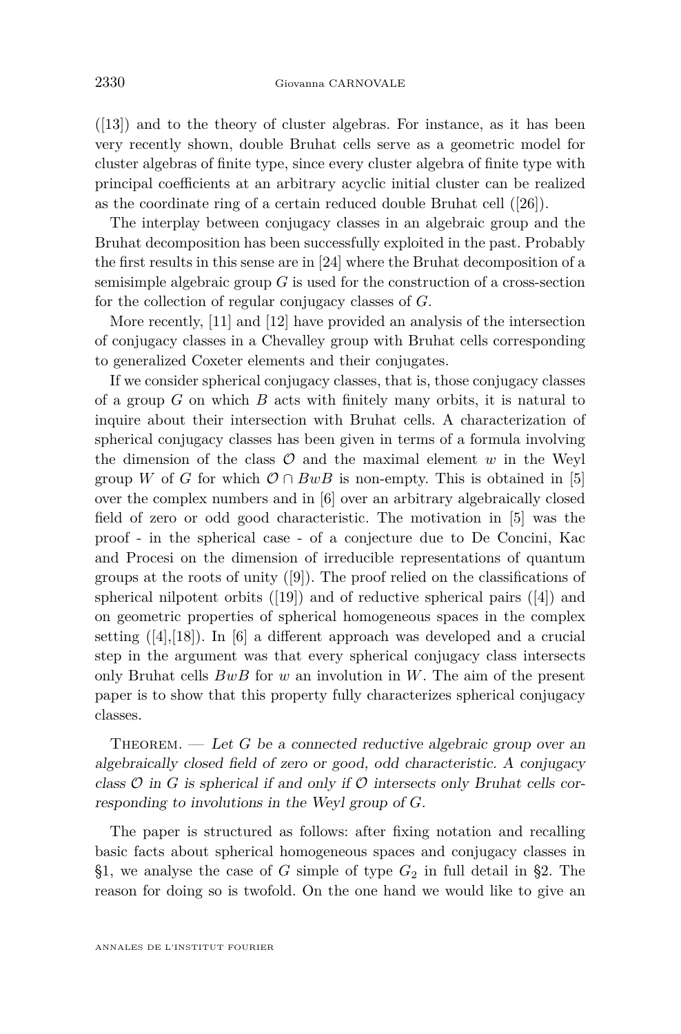([13]) and to the theory of cluster algebras. For instance, as it has been very recently shown, double Bruhat cells serve as a geometric model for cluster algebras of finite type, since every cluster algebra of finite type with principal coefficients at an arbitrary acyclic initial cluster can be realized as the coordinate ring of a certain reduced double Bruhat cell ([26]).

The interplay between conjugacy classes in an algebraic group and the Bruhat decomposition has been successfully exploited in the past. Probably the first results in this sense are in [24] where the Bruhat decomposition of a semisimple algebraic group $G$ is used for the construction of a cross-section for the collection of regular conjugacy classes of $G$.

More recently, [11] and [12] have provided an analysis of the intersection of conjugacy classes in a Chevalley group with Bruhat cells corresponding to generalized Coxeter elements and their conjugates.

If we consider spherical conjugacy classes, that is, those conjugacy classes of a group $G$ on which $B$ acts with finitely many orbits, it is natural to inquire about their intersection with Bruhat cells. A characterization of spherical conjugacy classes has been given in terms of a formula involving the dimension of the class $\mathcal{O}$ and the maximal element $w$ in the Weyl group $W$ of $G$ for which $\mathcal{O} \cap BwB$ is non-empty. This is obtained in [5] over the complex numbers and in [6] over an arbitrary algebraically closed field of zero or odd good characteristic. The motivation in [5] was the proof - in the spherical case - of a conjecture due to De Concini, Kac and Procesi on the dimension of irreducible representations of quantum groups at the roots of unity ([9]). The proof relied on the classifications of spherical nilpotent orbits ([19]) and of reductive spherical pairs ([4]) and on geometric properties of spherical homogeneous spaces in the complex setting ([4],[18]). In [6] a different approach was developed and a crucial step in the argument was that every spherical conjugacy class intersects only Bruhat cells $BwB$ for $w$ an involution in $W$. The aim of the present paper is to show that this property fully characterizes spherical conjugacy classes.

Theorem. — *Let $G$ be a connected reductive algebraic group over an algebraically closed field of zero or good, odd characteristic. A conjugacy class $\mathcal{O}$ in $G$ is spherical if and only if $\mathcal{O}$ intersects only Bruhat cells corresponding to involutions in the Weyl group of $G$.*

The paper is structured as follows: after fixing notation and recalling basic facts about spherical homogeneous spaces and conjugacy classes in §1, we analyse the case of $G$ simple of type $G_2$ in full detail in §2. The reason for doing so is twofold. On the one hand we would like to give an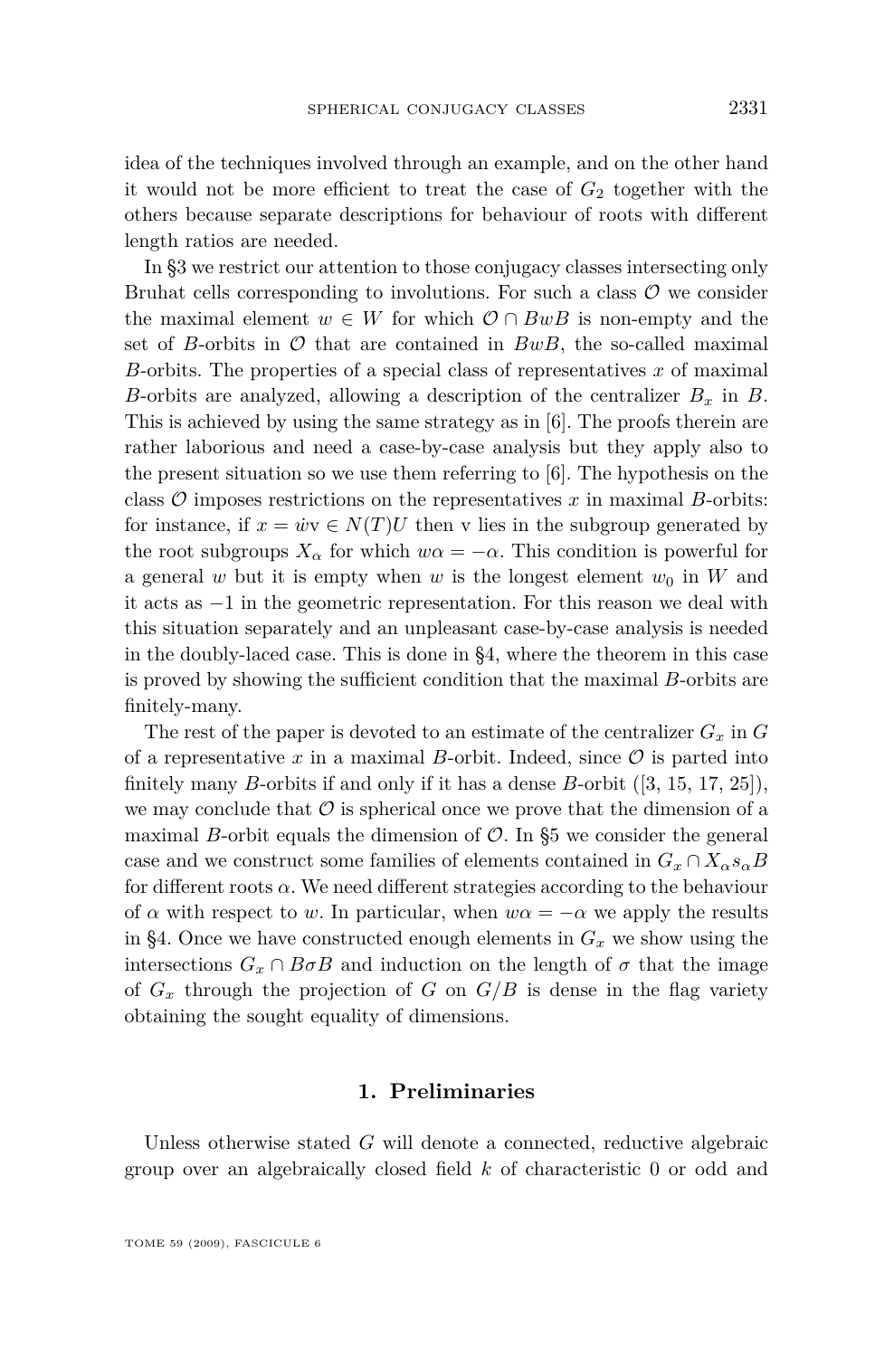idea of the techniques involved through an example, and on the other hand it would not be more efficient to treat the case of $G_2$ together with the others because separate descriptions for behaviour of roots with different length ratios are needed.

In §3 we restrict our attention to those conjugacy classes intersecting only Bruhat cells corresponding to involutions. For such a class $\mathcal{O}$ we consider the maximal element $w \in W$ for which $\mathcal{O} \cap BwB$ is non-empty and the set of $B$-orbits in $\mathcal{O}$ that are contained in $BwB$, the so-called maximal $B$-orbits. The properties of a special class of representatives $x$ of maximal $B$-orbits are analyzed, allowing a description of the centralizer $B_x$ in $B$. This is achieved by using the same strategy as in [6]. The proofs therein are rather laborious and need a case-by-case analysis but they apply also to the present situation so we use them referring to [6]. The hypothesis on the class $\mathcal{O}$ imposes restrictions on the representatives $x$ in maximal $B$-orbits: for instance, if $x = \dot{w}\mathrm{v} \in N(T)U$ then $\mathrm{v}$ lies in the subgroup generated by the root subgroups $X_\alpha$ for which $w\alpha = -\alpha$. This condition is powerful for a general $w$ but it is empty when $w$ is the longest element $w_0$ in $W$ and it acts as $-1$ in the geometric representation. For this reason we deal with this situation separately and an unpleasant case-by-case analysis is needed in the doubly-laced case. This is done in §4, where the theorem in this case is proved by showing the sufficient condition that the maximal $B$-orbits are finitely-many.

The rest of the paper is devoted to an estimate of the centralizer $G_x$ in $G$ of a representative $x$ in a maximal $B$-orbit. Indeed, since $\mathcal{O}$ is parted into finitely many $B$-orbits if and only if it has a dense $B$-orbit ([3, 15, 17, 25]), we may conclude that $\mathcal{O}$ is spherical once we prove that the dimension of a maximal $B$-orbit equals the dimension of $\mathcal{O}$. In §5 we consider the general case and we construct some families of elements contained in $G_x \cap X_\alpha s_\alpha B$ for different roots $\alpha$. We need different strategies according to the behaviour of $\alpha$ with respect to $w$. In particular, when $w\alpha = -\alpha$ we apply the results in §4. Once we have constructed enough elements in $G_x$ we show using the intersections $G_x \cap B\sigma B$ and induction on the length of $\sigma$ that the image of $G_x$ through the projection of $G$ on $G/B$ is dense in the flag variety obtaining the sought equality of dimensions.

## 1. Preliminaries

Unless otherwise stated $G$ will denote a connected, reductive algebraic group over an algebraically closed field $k$ of characteristic 0 or odd and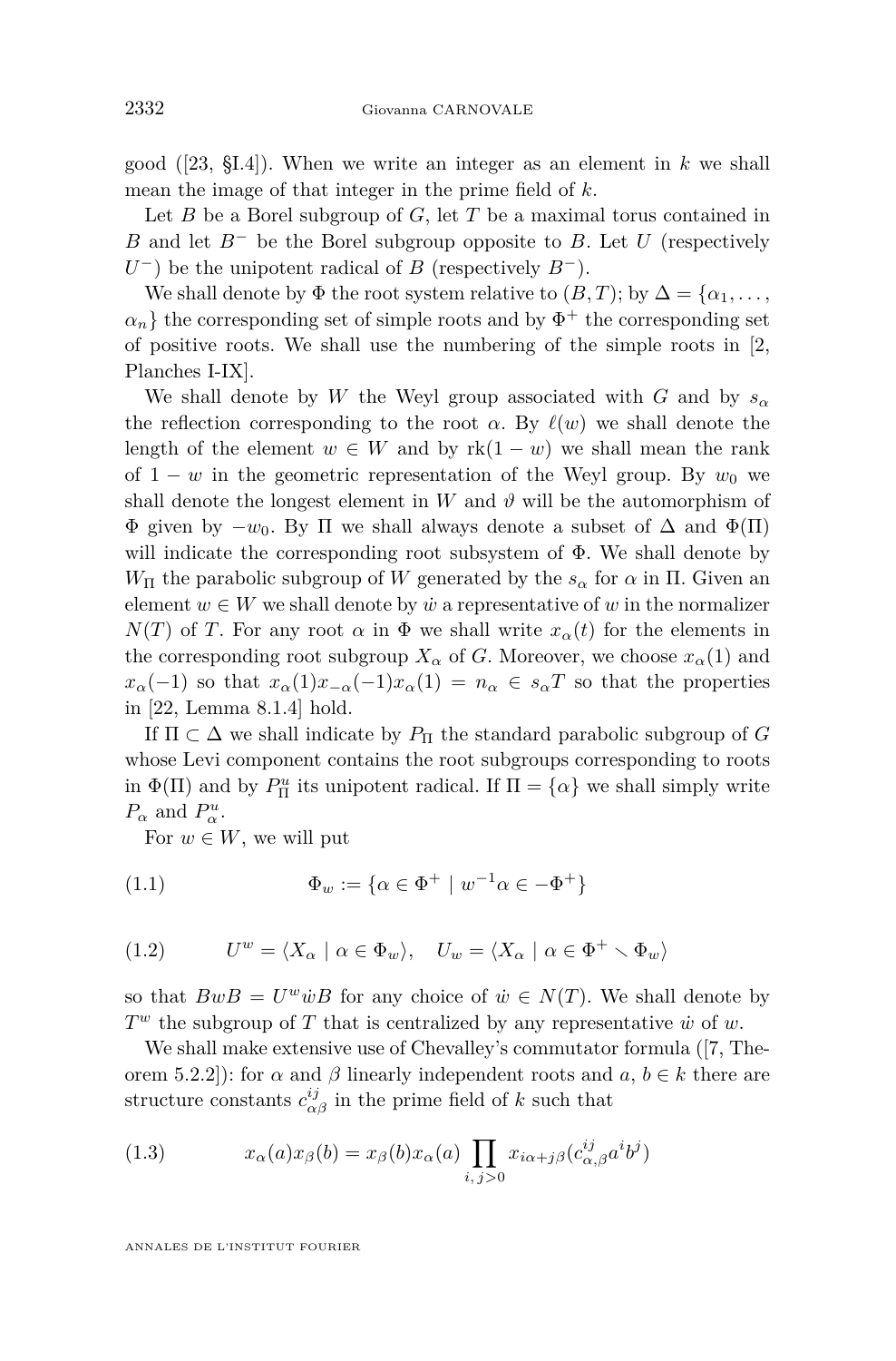good ([23, §I.4]). When we write an integer as an element in $k$ we shall mean the image of that integer in the prime field of $k$.

Let $B$ be a Borel subgroup of $G$, let $T$ be a maximal torus contained in $B$ and let $B^-$ be the Borel subgroup opposite to $B$. Let $U$ (respectively $U^-$) be the unipotent radical of $B$ (respectively $B^-$).

We shall denote by $\Phi$ the root system relative to $(B,T)$; by $\Delta = \{\alpha_1, \ldots, \alpha_n\}$ the corresponding set of simple roots and by $\Phi^+$ the corresponding set of positive roots. We shall use the numbering of the simple roots in [2, Planches I-IX].

We shall denote by $W$ the Weyl group associated with $G$ and by $s_\alpha$ the reflection corresponding to the root $\alpha$. By $\ell(w)$ we shall denote the length of the element $w \in W$ and by $\mathrm{rk}(1-w)$ we shall mean the rank of $1-w$ in the geometric representation of the Weyl group. By $w_0$ we shall denote the longest element in $W$ and $\vartheta$ will be the automorphism of $\Phi$ given by $-w_0$. By $\Pi$ we shall always denote a subset of $\Delta$ and $\Phi(\Pi)$ will indicate the corresponding root subsystem of $\Phi$. We shall denote by $W_\Pi$ the parabolic subgroup of $W$ generated by the $s_\alpha$ for $\alpha$ in $\Pi$. Given an element $w \in W$ we shall denote by $\dot{w}$ a representative of $w$ in the normalizer $N(T)$ of $T$. For any root $\alpha$ in $\Phi$ we shall write $x_\alpha(t)$ for the elements in the corresponding root subgroup $X_\alpha$ of $G$. Moreover, we choose $x_\alpha(1)$ and $x_\alpha(-1)$ so that $x_\alpha(1)x_{-\alpha}(-1)x_\alpha(1) = n_\alpha \in s_\alpha T$ so that the properties in [22, Lemma 8.1.4] hold.

If $\Pi \subset \Delta$ we shall indicate by $P_\Pi$ the standard parabolic subgroup of $G$ whose Levi component contains the root subgroups corresponding to roots in $\Phi(\Pi)$ and by $P_\Pi^u$ its unipotent radical. If $\Pi = \{\alpha\}$ we shall simply write $P_\alpha$ and $P_\alpha^u$.

For $w \in W$, we will put

$$\Phi_w := \{\alpha \in \Phi^+ \mid w^{-1}\alpha \in -\Phi^+\} \tag{1.1}$$

$$U^w = \langle X_\alpha \mid \alpha \in \Phi_w \rangle, \quad U_w = \langle X_\alpha \mid \alpha \in \Phi^+ \setminus \Phi_w \rangle \tag{1.2}$$

so that $BwB = U^w \dot{w} B$ for any choice of $\dot{w} \in N(T)$. We shall denote by $T^w$ the subgroup of $T$ that is centralized by any representative $\dot{w}$ of $w$.

We shall make extensive use of Chevalley's commutator formula ([7, Theorem 5.2.2]): for $\alpha$ and $\beta$ linearly independent roots and $a, b \in k$ there are structure constants $c_{\alpha\beta}^{ij}$ in the prime field of $k$ such that

$$x_\alpha(a)x_\beta(b) = x_\beta(b)x_\alpha(a)\prod_{i,\,j>0} x_{i\alpha+j\beta}(c_{\alpha,\beta}^{ij}a^i b^j) \tag{1.3}$$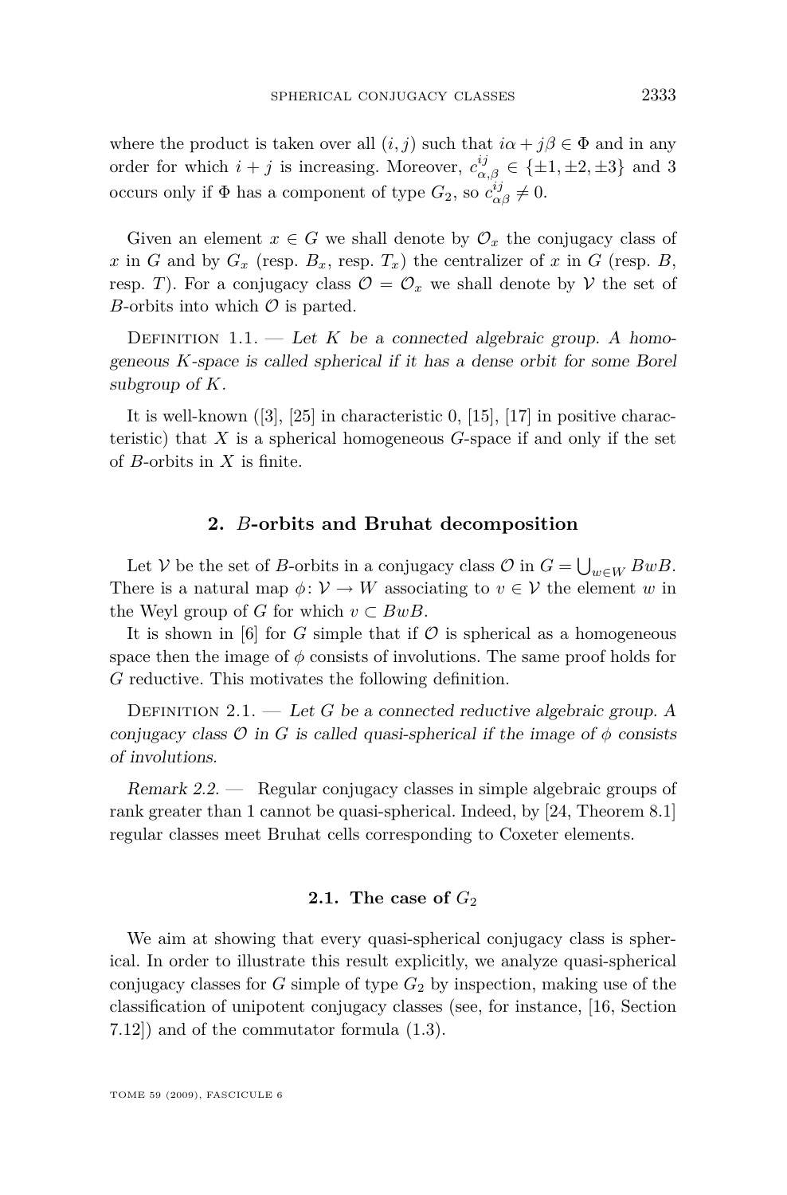where the product is taken over all $(i,j)$ such that $i\alpha + j\beta \in \Phi$ and in any order for which $i+j$ is increasing. Moreover, $c^{ij}_{\alpha,\beta} \in \{\pm 1, \pm 2, \pm 3\}$ and 3 occurs only if $\Phi$ has a component of type $G_2$, so $c^{ij}_{\alpha\beta} \neq 0$.

Given an element $x \in G$ we shall denote by $\mathcal{O}_x$ the conjugacy class of $x$ in $G$ and by $G_x$ (resp. $B_x$, resp. $T_x$) the centralizer of $x$ in $G$ (resp. $B$, resp. $T$). For a conjugacy class $\mathcal{O} = \mathcal{O}_x$ we shall denote by $\mathcal{V}$ the set of $B$-orbits into which $\mathcal{O}$ is parted.

Definition 1.1. — *Let $K$ be a connected algebraic group. A homogeneous $K$-space is called spherical if it has a dense orbit for some Borel subgroup of $K$.*

It is well-known ([3], [25] in characteristic 0, [15], [17] in positive characteristic) that $X$ is a spherical homogeneous $G$-space if and only if the set of $B$-orbits in $X$ is finite.

## 2. $B$-orbits and Bruhat decomposition

Let $\mathcal{V}$ be the set of $B$-orbits in a conjugacy class $\mathcal{O}$ in $G = \bigcup_{w\in W} BwB$. There is a natural map $\phi\colon \mathcal{V} \to W$ associating to $v \in \mathcal{V}$ the element $w$ in the Weyl group of $G$ for which $v \subset BwB$.

It is shown in [6] for $G$ simple that if $\mathcal{O}$ is spherical as a homogeneous space then the image of $\phi$ consists of involutions. The same proof holds for $G$ reductive. This motivates the following definition.

Definition 2.1. — *Let $G$ be a connected reductive algebraic group. A conjugacy class $\mathcal{O}$ in $G$ is called quasi-spherical if the image of $\phi$ consists of involutions.*

*Remark 2.2.* — Regular conjugacy classes in simple algebraic groups of rank greater than 1 cannot be quasi-spherical. Indeed, by [24, Theorem 8.1] regular classes meet Bruhat cells corresponding to Coxeter elements.

### 2.1. The case of $G_2$

We aim at showing that every quasi-spherical conjugacy class is spherical. In order to illustrate this result explicitly, we analyze quasi-spherical conjugacy classes for $G$ simple of type $G_2$ by inspection, making use of the classification of unipotent conjugacy classes (see, for instance, [16, Section 7.12]) and of the commutator formula (1.3).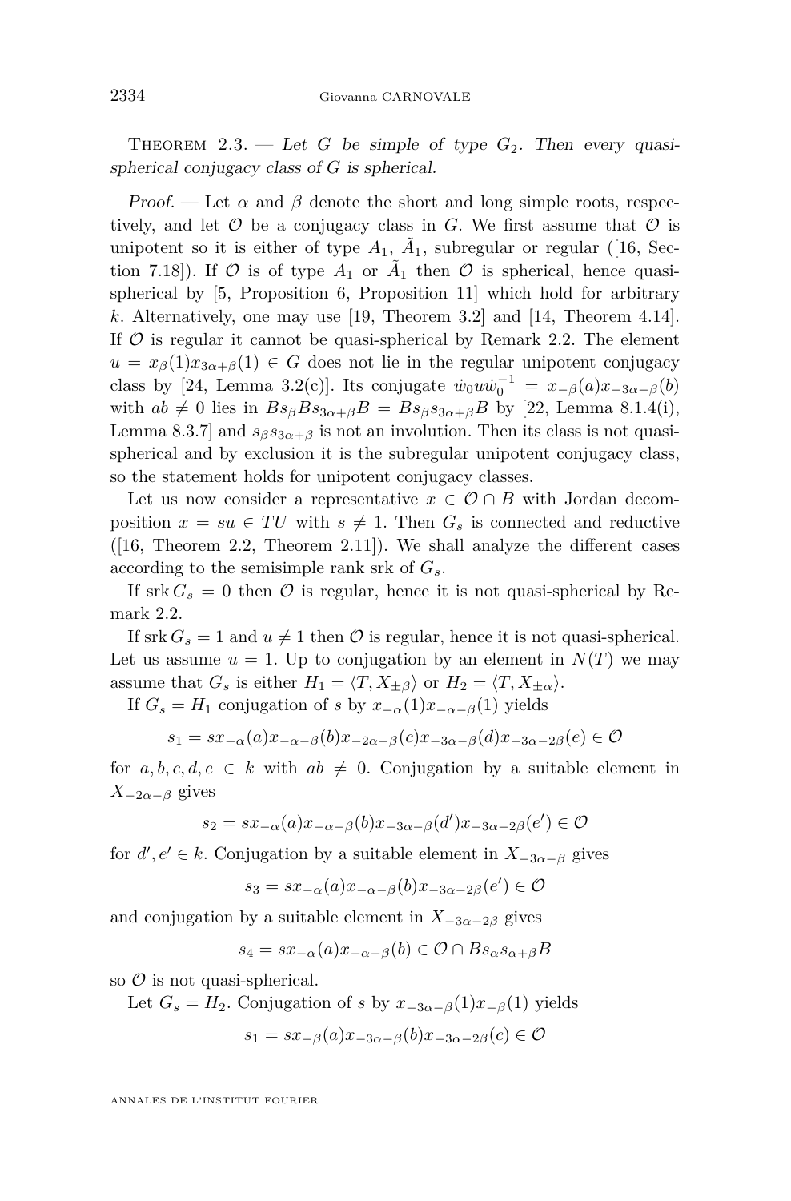Theorem 2.3. — *Let $G$ be simple of type $G_2$. Then every quasi-spherical conjugacy class of $G$ is spherical.*

*Proof.* — Let $\alpha$ and $\beta$ denote the short and long simple roots, respectively, and let $\mathcal{O}$ be a conjugacy class in $G$. We first assume that $\mathcal{O}$ is unipotent so it is either of type $A_1$, $\tilde{A}_1$, subregular or regular ([16, Section 7.18]). If $\mathcal{O}$ is of type $A_1$ or $\tilde{A}_1$ then $\mathcal{O}$ is spherical, hence quasi-spherical by [5, Proposition 6, Proposition 11] which hold for arbitrary $k$. Alternatively, one may use [19, Theorem 3.2] and [14, Theorem 4.14]. If $\mathcal{O}$ is regular it cannot be quasi-spherical by Remark 2.2. The element $u = x_\beta(1)x_{3\alpha+\beta}(1) \in G$ does not lie in the regular unipotent conjugacy class by [24, Lemma 3.2(c)]. Its conjugate $\dot{w}_0 u \dot{w}_0^{-1} = x_{-\beta}(a)x_{-3\alpha-\beta}(b)$ with $ab \neq 0$ lies in $Bs_\beta B s_{3\alpha+\beta}B = Bs_\beta s_{3\alpha+\beta}B$ by [22, Lemma 8.1.4(i), Lemma 8.3.7] and $s_\beta s_{3\alpha+\beta}$ is not an involution. Then its class is not quasi-spherical and by exclusion it is the subregular unipotent conjugacy class, so the statement holds for unipotent conjugacy classes.

Let us now consider a representative $x \in \mathcal{O} \cap B$ with Jordan decomposition $x = su \in TU$ with $s \neq 1$. Then $G_s$ is connected and reductive ([16, Theorem 2.2, Theorem 2.11]). We shall analyze the different cases according to the semisimple rank srk of $G_s$.

If $\operatorname{srk} G_s = 0$ then $\mathcal{O}$ is regular, hence it is not quasi-spherical by Remark 2.2.

If $\operatorname{srk} G_s = 1$ and $u \neq 1$ then $\mathcal{O}$ is regular, hence it is not quasi-spherical. Let us assume $u = 1$. Up to conjugation by an element in $N(T)$ we may assume that $G_s$ is either $H_1 = \langle T, X_{\pm\beta}\rangle$ or $H_2 = \langle T, X_{\pm\alpha}\rangle$.

If $G_s = H_1$ conjugation of $s$ by $x_{-\alpha}(1)x_{-\alpha-\beta}(1)$ yields

$$s_1 = sx_{-\alpha}(a)x_{-\alpha-\beta}(b)x_{-2\alpha-\beta}(c)x_{-3\alpha-\beta}(d)x_{-3\alpha-2\beta}(e) \in \mathcal{O}$$

for $a, b, c, d, e \in k$ with $ab \neq 0$. Conjugation by a suitable element in $X_{-2\alpha-\beta}$ gives

$$s_2 = sx_{-\alpha}(a)x_{-\alpha-\beta}(b)x_{-3\alpha-\beta}(d')x_{-3\alpha-2\beta}(e') \in \mathcal{O}$$

for $d', e' \in k$. Conjugation by a suitable element in $X_{-3\alpha-\beta}$ gives

$$s_3 = sx_{-\alpha}(a)x_{-\alpha-\beta}(b)x_{-3\alpha-2\beta}(e') \in \mathcal{O}$$

and conjugation by a suitable element in $X_{-3\alpha-2\beta}$ gives

$$s_4 = sx_{-\alpha}(a)x_{-\alpha-\beta}(b) \in \mathcal{O} \cap Bs_\alpha s_{\alpha+\beta}B$$

so $\mathcal{O}$ is not quasi-spherical.

Let $G_s = H_2$. Conjugation of $s$ by $x_{-3\alpha-\beta}(1)x_{-\beta}(1)$ yields

$$s_1 = sx_{-\beta}(a)x_{-3\alpha-\beta}(b)x_{-3\alpha-2\beta}(c) \in \mathcal{O}$$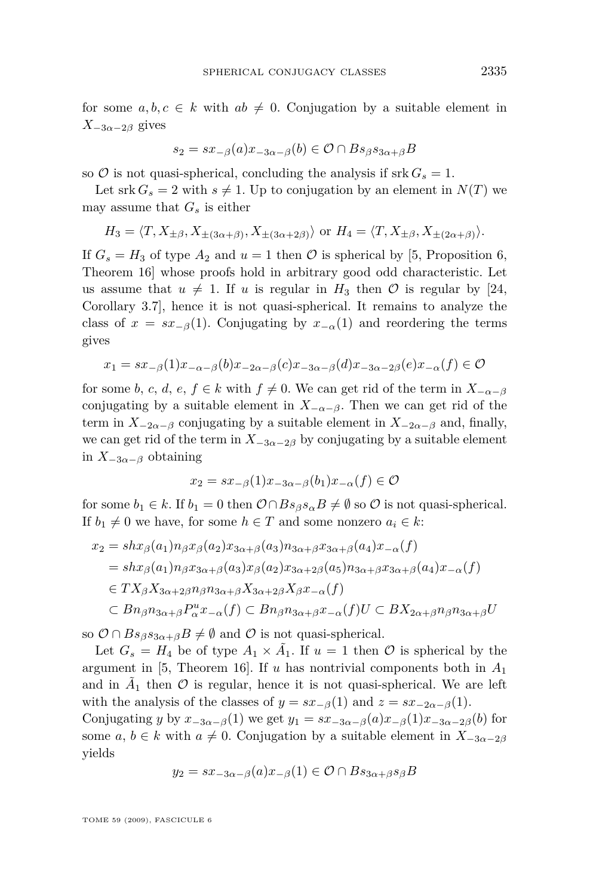for some $a, b, c \in k$ with $ab \neq 0$. Conjugation by a suitable element in $X_{-3\alpha-2\beta}$ gives

$$s_2 = sx_{-\beta}(a)x_{-3\alpha-\beta}(b) \in \mathcal{O} \cap Bs_\beta s_{3\alpha+\beta}B$$

so $\mathcal{O}$ is not quasi-spherical, concluding the analysis if $\operatorname{srk} G_s = 1$.

Let $\operatorname{srk} G_s = 2$ with $s \neq 1$. Up to conjugation by an element in $N(T)$ we may assume that $G_s$ is either

$$H_3 = \langle T, X_{\pm\beta}, X_{\pm(3\alpha+\beta)}, X_{\pm(3\alpha+2\beta)}\rangle \text{ or } H_4 = \langle T, X_{\pm\beta}, X_{\pm(2\alpha+\beta)}\rangle.$$

If $G_s = H_3$ of type $A_2$ and $u = 1$ then $\mathcal{O}$ is spherical by [5, Proposition 6, Theorem 16] whose proofs hold in arbitrary good odd characteristic. Let us assume that $u \neq 1$. If $u$ is regular in $H_3$ then $\mathcal{O}$ is regular by [24, Corollary 3.7], hence it is not quasi-spherical. It remains to analyze the class of $x = sx_{-\beta}(1)$. Conjugating by $x_{-\alpha}(1)$ and reordering the terms gives

$$x_1 = sx_{-\beta}(1)x_{-\alpha-\beta}(b)x_{-2\alpha-\beta}(c)x_{-3\alpha-\beta}(d)x_{-3\alpha-2\beta}(e)x_{-\alpha}(f) \in \mathcal{O}$$

for some $b$, $c$, $d$, $e$, $f \in k$ with $f \neq 0$. We can get rid of the term in $X_{-\alpha-\beta}$ conjugating by a suitable element in $X_{-\alpha-\beta}$. Then we can get rid of the term in $X_{-2\alpha-\beta}$ conjugating by a suitable element in $X_{-2\alpha-\beta}$ and, finally, we can get rid of the term in $X_{-3\alpha-2\beta}$ by conjugating by a suitable element in $X_{-3\alpha-\beta}$ obtaining

$$x_2 = sx_{-\beta}(1)x_{-3\alpha-\beta}(b_1)x_{-\alpha}(f) \in \mathcal{O}$$

for some $b_1 \in k$. If $b_1 = 0$ then $\mathcal{O} \cap Bs_\beta s_\alpha B \neq \emptyset$ so $\mathcal{O}$ is not quasi-spherical. If $b_1 \neq 0$ we have, for some $h \in T$ and some nonzero $a_i \in k$:

$$\begin{aligned}
x_2 &= shx_\beta(a_1)n_\beta x_\beta(a_2)x_{3\alpha+\beta}(a_3)n_{3\alpha+\beta}x_{3\alpha+\beta}(a_4)x_{-\alpha}(f)\\
&= shx_\beta(a_1)n_\beta x_{3\alpha+\beta}(a_3)x_\beta(a_2)x_{3\alpha+2\beta}(a_5)n_{3\alpha+\beta}x_{3\alpha+\beta}(a_4)x_{-\alpha}(f)\\
&\in TX_\beta X_{3\alpha+2\beta}n_\beta n_{3\alpha+\beta}X_{3\alpha+2\beta}X_\beta x_{-\alpha}(f)\\
&\subset Bn_\beta n_{3\alpha+\beta}P^u_\alpha x_{-\alpha}(f) \subset Bn_\beta n_{3\alpha+\beta}x_{-\alpha}(f)U \subset BX_{2\alpha+\beta}n_\beta n_{3\alpha+\beta}U
\end{aligned}$$

so $\mathcal{O} \cap Bs_\beta s_{3\alpha+\beta}B \neq \emptyset$ and $\mathcal{O}$ is not quasi-spherical.

Let $G_s = H_4$ be of type $A_1 \times \tilde{A}_1$. If $u = 1$ then $\mathcal{O}$ is spherical by the argument in [5, Theorem 16]. If $u$ has nontrivial components both in $A_1$ and in $\tilde{A}_1$ then $\mathcal{O}$ is regular, hence it is not quasi-spherical. We are left with the analysis of the classes of $y = sx_{-\beta}(1)$ and $z = sx_{-2\alpha-\beta}(1)$.
Conjugating $y$ by $x_{-3\alpha-\beta}(1)$ we get $y_1 = sx_{-3\alpha-\beta}(a)x_{-\beta}(1)x_{-3\alpha-2\beta}(b)$ for some $a$, $b \in k$ with $a \neq 0$. Conjugation by a suitable element in $X_{-3\alpha-2\beta}$ yields

$$y_2 = sx_{-3\alpha-\beta}(a)x_{-\beta}(1) \in \mathcal{O} \cap Bs_{3\alpha+\beta}s_\beta B$$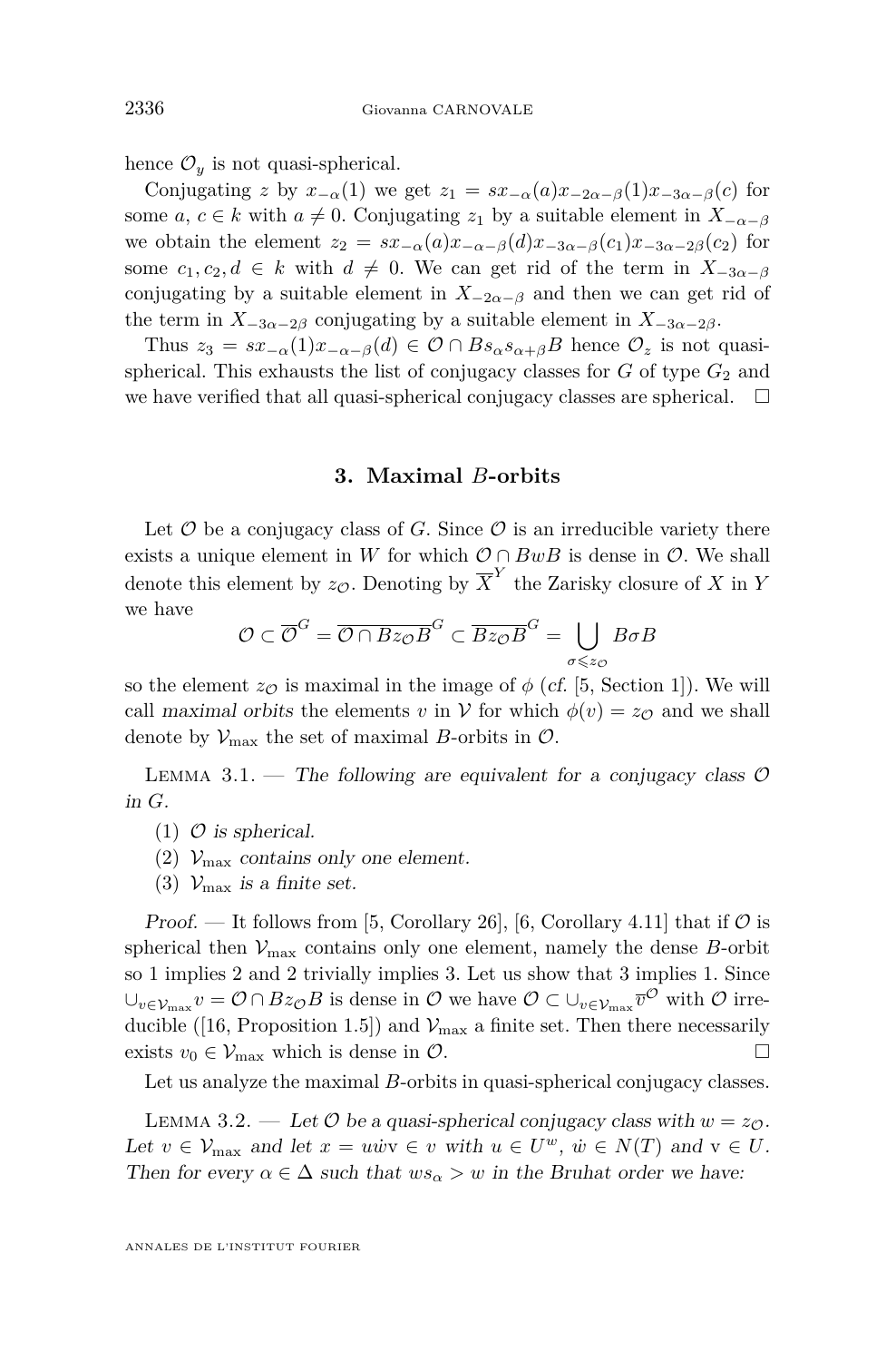hence $\mathcal{O}_y$ is not quasi-spherical.

Conjugating $z$ by $x_{-\alpha}(1)$ we get $z_1 = sx_{-\alpha}(a)x_{-2\alpha-\beta}(1)x_{-3\alpha-\beta}(c)$ for some $a$, $c \in k$ with $a \neq 0$. Conjugating $z_1$ by a suitable element in $X_{-\alpha-\beta}$ we obtain the element $z_2 = sx_{-\alpha}(a)x_{-\alpha-\beta}(d)x_{-3\alpha-\beta}(c_1)x_{-3\alpha-2\beta}(c_2)$ for some $c_1, c_2, d \in k$ with $d \neq 0$. We can get rid of the term in $X_{-3\alpha-\beta}$ conjugating by a suitable element in $X_{-2\alpha-\beta}$ and then we can get rid of the term in $X_{-3\alpha-2\beta}$ conjugating by a suitable element in $X_{-3\alpha-2\beta}$.

Thus $z_3 = sx_{-\alpha}(1)x_{-\alpha-\beta}(d) \in \mathcal{O} \cap Bs_\alpha s_{\alpha+\beta}B$ hence $\mathcal{O}_z$ is not quasi-spherical. This exhausts the list of conjugacy classes for $G$ of type $G_2$ and we have verified that all quasi-spherical conjugacy classes are spherical. □

## 3. Maximal $B$-orbits

Let $\mathcal{O}$ be a conjugacy class of $G$. Since $\mathcal{O}$ is an irreducible variety there exists a unique element in $W$ for which $\mathcal{O} \cap BwB$ is dense in $\mathcal{O}$. We shall denote this element by $z_{\mathcal{O}}$. Denoting by $\overline{X}^Y$ the Zarisky closure of $X$ in $Y$ we have

$$\mathcal{O} \subset \overline{\mathcal{O}}^G = \overline{\mathcal{O} \cap Bz_{\mathcal{O}}B}^G \subset \overline{Bz_{\mathcal{O}}B}^G = \bigcup_{\sigma \leqslant z_{\mathcal{O}}} B\sigma B$$

so the element $z_{\mathcal{O}}$ is maximal in the image of $\phi$ (*cf.* [5, Section 1]). We will call *maximal orbits* the elements $v$ in $\mathcal{V}$ for which $\phi(v) = z_{\mathcal{O}}$ and we shall denote by $\mathcal{V}_{\max}$ the set of maximal $B$-orbits in $\mathcal{O}$.

Lemma 3.1. — *The following are equivalent for a conjugacy class $\mathcal{O}$ in $G$.*

1. *$\mathcal{O}$ is spherical.*
2. *$\mathcal{V}_{\max}$ contains only one element.*
3. *$\mathcal{V}_{\max}$ is a finite set.*

*Proof.* — It follows from [5, Corollary 26], [6, Corollary 4.11] that if $\mathcal{O}$ is spherical then $\mathcal{V}_{\max}$ contains only one element, namely the dense $B$-orbit so 1 implies 2 and 2 trivially implies 3. Let us show that 3 implies 1. Since $\cup_{v \in \mathcal{V}_{\max}} v = \mathcal{O} \cap Bz_{\mathcal{O}}B$ is dense in $\mathcal{O}$ we have $\mathcal{O} \subset \cup_{v \in \mathcal{V}_{\max}} \overline{v}^{\mathcal{O}}$ with $\mathcal{O}$ irreducible ([16, Proposition 1.5]) and $\mathcal{V}_{\max}$ a finite set. Then there necessarily exists $v_0 \in \mathcal{V}_{\max}$ which is dense in $\mathcal{O}$. □

Let us analyze the maximal $B$-orbits in quasi-spherical conjugacy classes.

Lemma 3.2. — *Let $\mathcal{O}$ be a quasi-spherical conjugacy class with $w = z_{\mathcal{O}}$. Let $v \in \mathcal{V}_{\max}$ and let $x = u\dot{w}\mathrm{v} \in v$ with $u \in U^w$, $\dot{w} \in N(T)$ and $\mathrm{v} \in U$. Then for every $\alpha \in \Delta$ such that $ws_\alpha > w$ in the Bruhat order we have:*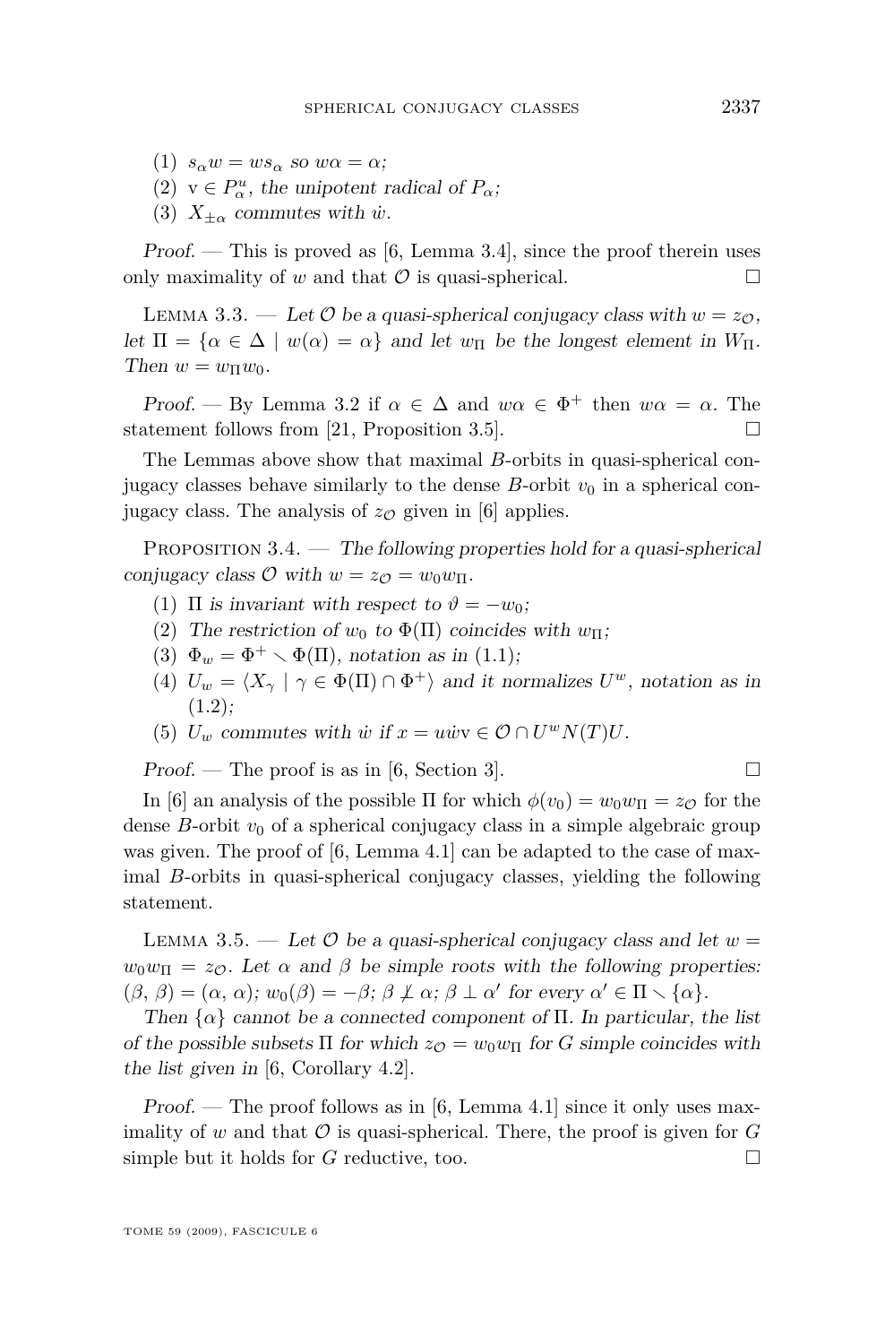(1) $s_\alpha w = w s_\alpha$ so $w\alpha = \alpha$;
(2) $\mathrm{v} \in P_\alpha^u$, the unipotent radical of $P_\alpha$;
(3) $X_{\pm\alpha}$ commutes with $\dot{w}$.

*Proof.* — This is proved as [6, Lemma 3.4], since the proof therein uses only maximality of $w$ and that $\mathcal{O}$ is quasi-spherical. □

Lemma 3.3. — *Let $\mathcal{O}$ be a quasi-spherical conjugacy class with $w = z_{\mathcal{O}}$, let $\Pi = \{\alpha \in \Delta \mid w(\alpha) = \alpha\}$ and let $w_\Pi$ be the longest element in $W_\Pi$. Then $w = w_\Pi w_0$.*

*Proof.* — By Lemma 3.2 if $\alpha \in \Delta$ and $w\alpha \in \Phi^+$ then $w\alpha = \alpha$. The statement follows from [21, Proposition 3.5]. □

The Lemmas above show that maximal $B$-orbits in quasi-spherical conjugacy classes behave similarly to the dense $B$-orbit $v_0$ in a spherical conjugacy class. The analysis of $z_{\mathcal{O}}$ given in [6] applies.

Proposition 3.4. — *The following properties hold for a quasi-spherical conjugacy class $\mathcal{O}$ with $w = z_{\mathcal{O}} = w_0 w_\Pi$.*

(1) *$\Pi$ is invariant with respect to $\vartheta = -w_0$;*
(2) *The restriction of $w_0$ to $\Phi(\Pi)$ coincides with $w_\Pi$;*
(3) *$\Phi_w = \Phi^+ \setminus \Phi(\Pi)$, notation as in (1.1);*
(4) *$U_w = \langle X_\gamma \mid \gamma \in \Phi(\Pi) \cap \Phi^+\rangle$ and it normalizes $U^w$, notation as in (1.2);*
(5) *$U_w$ commutes with $\dot{w}$ if $x = u\dot{w}\mathrm{v} \in \mathcal{O} \cap U^w N(T) U$.*

*Proof.* — The proof is as in [6, Section 3]. □

In [6] an analysis of the possible $\Pi$ for which $\phi(v_0) = w_0 w_\Pi = z_{\mathcal{O}}$ for the dense $B$-orbit $v_0$ of a spherical conjugacy class in a simple algebraic group was given. The proof of [6, Lemma 4.1] can be adapted to the case of maximal $B$-orbits in quasi-spherical conjugacy classes, yielding the following statement.

Lemma 3.5. — *Let $\mathcal{O}$ be a quasi-spherical conjugacy class and let $w = w_0 w_\Pi = z_{\mathcal{O}}$. Let $\alpha$ and $\beta$ be simple roots with the following properties: $(\beta, \beta) = (\alpha, \alpha)$; $w_0(\beta) = -\beta$; $\beta \not\perp \alpha$; $\beta \perp \alpha'$ for every $\alpha' \in \Pi \setminus \{\alpha\}$.*

*Then $\{\alpha\}$ cannot be a connected component of $\Pi$. In particular, the list of the possible subsets $\Pi$ for which $z_{\mathcal{O}} = w_0 w_\Pi$ for $G$ simple coincides with the list given in* [6, Corollary 4.2].

*Proof.* — The proof follows as in [6, Lemma 4.1] since it only uses maximality of $w$ and that $\mathcal{O}$ is quasi-spherical. There, the proof is given for $G$ simple but it holds for $G$ reductive, too. □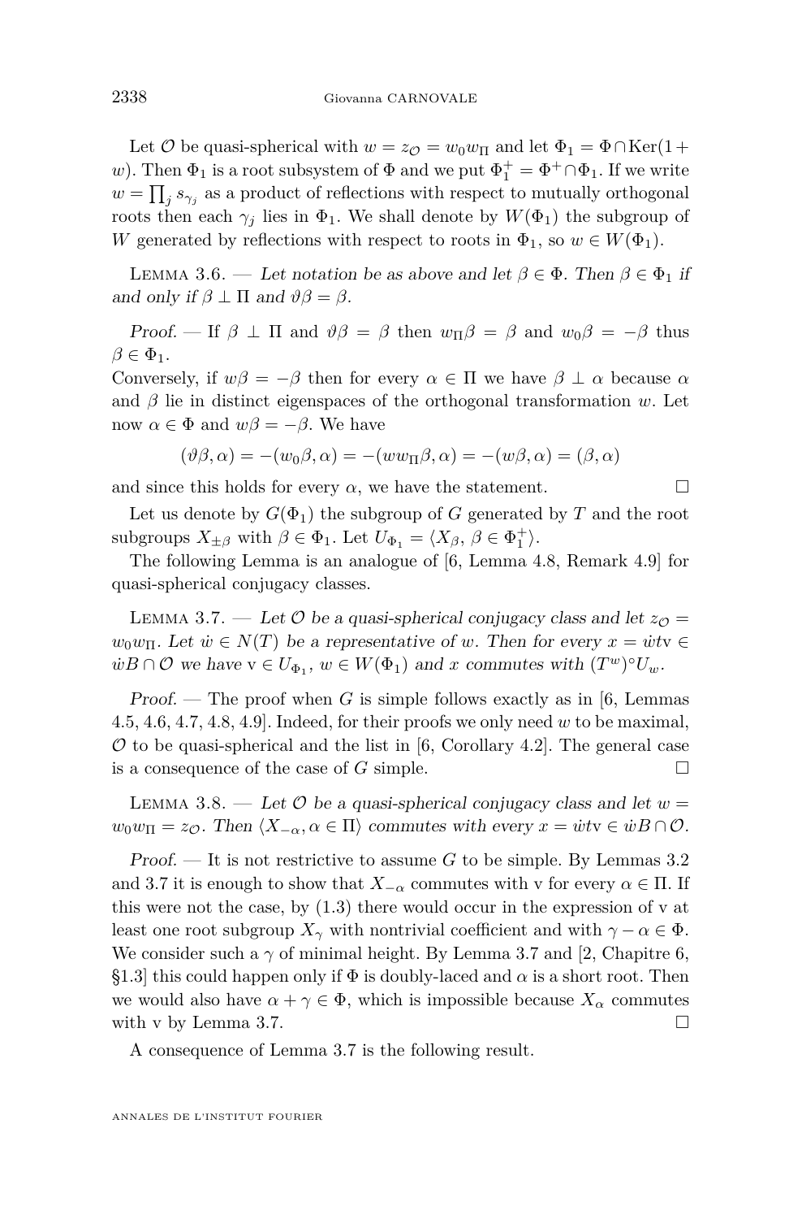Let $\mathcal{O}$ be quasi-spherical with $w = z_{\mathcal{O}} = w_0 w_\Pi$ and let $\Phi_1 = \Phi \cap \mathrm{Ker}(1+w)$. Then $\Phi_1$ is a root subsystem of $\Phi$ and we put $\Phi_1^+ = \Phi^+ \cap \Phi_1$. If we write $w = \prod_j s_{\gamma_j}$ as a product of reflections with respect to mutually orthogonal roots then each $\gamma_j$ lies in $\Phi_1$. We shall denote by $W(\Phi_1)$ the subgroup of $W$ generated by reflections with respect to roots in $\Phi_1$, so $w \in W(\Phi_1)$.

Lemma 3.6. — *Let notation be as above and let $\beta \in \Phi$. Then $\beta \in \Phi_1$ if and only if $\beta \perp \Pi$ and $\vartheta\beta = \beta$.*

*Proof.* — If $\beta \perp \Pi$ and $\vartheta\beta = \beta$ then $w_\Pi \beta = \beta$ and $w_0 \beta = -\beta$ thus $\beta \in \Phi_1$.
Conversely, if $w\beta = -\beta$ then for every $\alpha \in \Pi$ we have $\beta \perp \alpha$ because $\alpha$ and $\beta$ lie in distinct eigenspaces of the orthogonal transformation $w$. Let now $\alpha \in \Phi$ and $w\beta = -\beta$. We have

$$(\vartheta\beta, \alpha) = -(w_0\beta, \alpha) = -(w w_\Pi \beta, \alpha) = -(w\beta, \alpha) = (\beta, \alpha)$$

and since this holds for every $\alpha$, we have the statement. □

Let us denote by $G(\Phi_1)$ the subgroup of $G$ generated by $T$ and the root subgroups $X_{\pm\beta}$ with $\beta \in \Phi_1$. Let $U_{\Phi_1} = \langle X_\beta,\, \beta \in \Phi_1^+ \rangle$.

The following Lemma is an analogue of [6, Lemma 4.8, Remark 4.9] for quasi-spherical conjugacy classes.

Lemma 3.7. — *Let $\mathcal{O}$ be a quasi-spherical conjugacy class and let $z_{\mathcal{O}} = w_0 w_\Pi$. Let $\dot{w} \in N(T)$ be a representative of $w$. Then for every $x = \dot{w} t \mathrm{v} \in \dot{w} B \cap \mathcal{O}$ we have $\mathrm{v} \in U_{\Phi_1}$, $w \in W(\Phi_1)$ and $x$ commutes with $(T^w)^\circ U_w$.*

*Proof.* — The proof when $G$ is simple follows exactly as in [6, Lemmas 4.5, 4.6, 4.7, 4.8, 4.9]. Indeed, for their proofs we only need $w$ to be maximal, $\mathcal{O}$ to be quasi-spherical and the list in [6, Corollary 4.2]. The general case is a consequence of the case of $G$ simple. □

Lemma 3.8. — *Let $\mathcal{O}$ be a quasi-spherical conjugacy class and let $w = w_0 w_\Pi = z_{\mathcal{O}}$. Then $\langle X_{-\alpha}, \alpha \in \Pi \rangle$ commutes with every $x = \dot{w} t \mathrm{v} \in \dot{w} B \cap \mathcal{O}$.*

*Proof.* — It is not restrictive to assume $G$ to be simple. By Lemmas 3.2 and 3.7 it is enough to show that $X_{-\alpha}$ commutes with $\mathrm{v}$ for every $\alpha \in \Pi$. If this were not the case, by (1.3) there would occur in the expression of $\mathrm{v}$ at least one root subgroup $X_\gamma$ with nontrivial coefficient and with $\gamma - \alpha \in \Phi$. We consider such a $\gamma$ of minimal height. By Lemma 3.7 and [2, Chapitre 6, §1.3] this could happen only if $\Phi$ is doubly-laced and $\alpha$ is a short root. Then we would also have $\alpha + \gamma \in \Phi$, which is impossible because $X_\alpha$ commutes with $\mathrm{v}$ by Lemma 3.7. □

A consequence of Lemma 3.7 is the following result.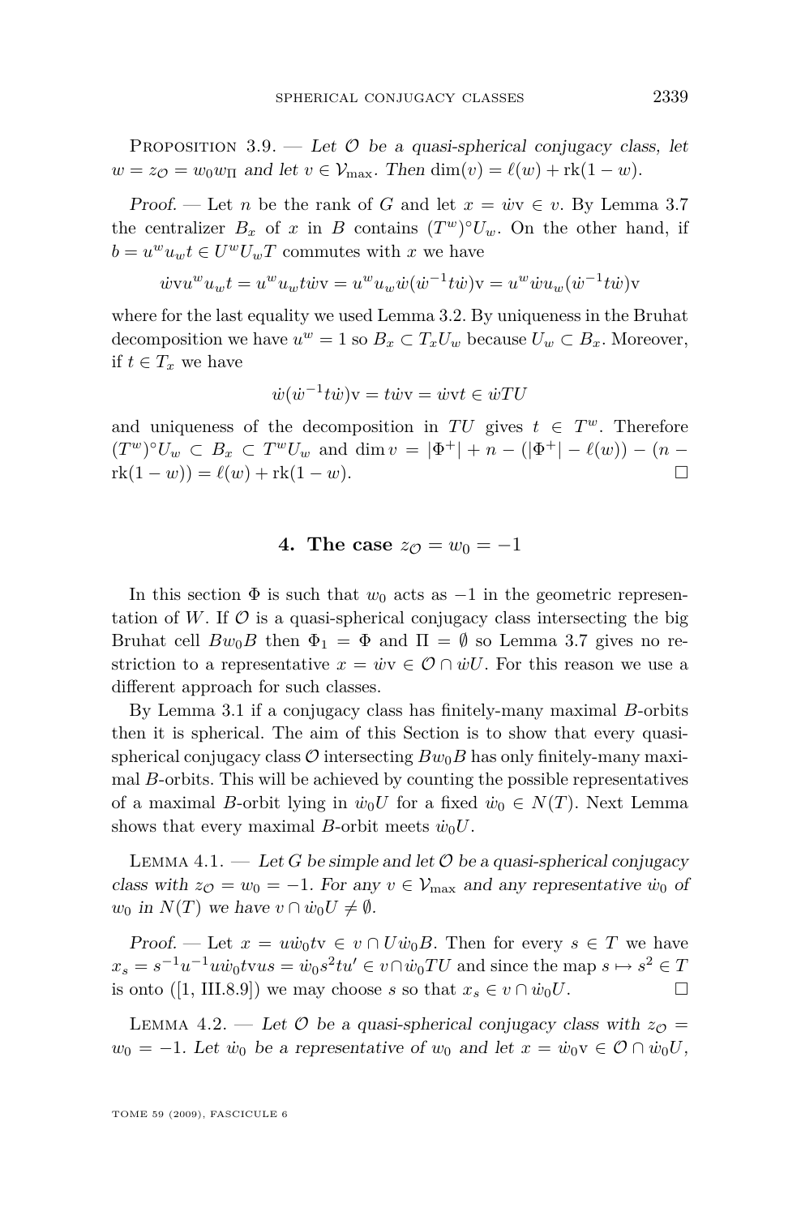Proposition 3.9. — *Let $\mathcal{O}$ be a quasi-spherical conjugacy class, let $w = z_{\mathcal{O}} = w_0 w_\Pi$ and let $v \in \mathcal{V}_{\max}$. Then $\dim(v) = \ell(w) + \mathrm{rk}(1-w)$.*

*Proof.* — Let $n$ be the rank of $G$ and let $x = \dot{w}\mathrm{v} \in v$. By Lemma 3.7 the centralizer $B_x$ of $x$ in $B$ contains $(T^w)^\circ U_w$. On the other hand, if $b = u^w u_w t \in U^w U_w T$ commutes with $x$ we have

$$\dot{w}\mathrm{v}u^w u_w t = u^w u_w t\dot{w}\mathrm{v} = u^w u_w \dot{w}(\dot{w}^{-1}t\dot{w})\mathrm{v} = u^w \dot{w} u_w (\dot{w}^{-1}t\dot{w})\mathrm{v}$$

where for the last equality we used Lemma 3.2. By uniqueness in the Bruhat decomposition we have $u^w = 1$ so $B_x \subset T_x U_w$ because $U_w \subset B_x$. Moreover, if $t \in T_x$ we have

$$\dot{w}(\dot{w}^{-1}t\dot{w})\mathrm{v} = t\dot{w}\mathrm{v} = \dot{w}\mathrm{v}t \in \dot{w}TU$$

and uniqueness of the decomposition in $TU$ gives $t \in T^w$. Therefore $(T^w)^\circ U_w \subset B_x \subset T^w U_w$ and $\dim v = |\Phi^+| + n - (|\Phi^+| - \ell(w)) - (n - \mathrm{rk}(1-w)) = \ell(w) + \mathrm{rk}(1-w)$. □

## 4. The case $z_{\mathcal{O}} = w_0 = -1$

In this section $\Phi$ is such that $w_0$ acts as $-1$ in the geometric representation of $W$. If $\mathcal{O}$ is a quasi-spherical conjugacy class intersecting the big Bruhat cell $Bw_0B$ then $\Phi_1 = \Phi$ and $\Pi = \emptyset$ so Lemma 3.7 gives no restriction to a representative $x = \dot{w}\mathrm{v} \in \mathcal{O} \cap \dot{w}U$. For this reason we use a different approach for such classes.

By Lemma 3.1 if a conjugacy class has finitely-many maximal $B$-orbits then it is spherical. The aim of this Section is to show that every quasi-spherical conjugacy class $\mathcal{O}$ intersecting $Bw_0B$ has only finitely-many maximal $B$-orbits. This will be achieved by counting the possible representatives of a maximal $B$-orbit lying in $\dot{w}_0U$ for a fixed $\dot{w}_0 \in N(T)$. Next Lemma shows that every maximal $B$-orbit meets $\dot{w}_0U$.

Lemma 4.1. — *Let $G$ be simple and let $\mathcal{O}$ be a quasi-spherical conjugacy class with $z_{\mathcal{O}} = w_0 = -1$. For any $v \in \mathcal{V}_{\max}$ and any representative $\dot{w}_0$ of $w_0$ in $N(T)$ we have $v \cap \dot{w}_0U \neq \emptyset$.*

*Proof.* — Let $x = u\dot{w}_0t\mathrm{v} \in v \cap U\dot{w}_0B$. Then for every $s \in T$ we have $x_s = s^{-1}u^{-1}u\dot{w}_0t\mathrm{v}us = \dot{w}_0s^2tu' \in v \cap \dot{w}_0TU$ and since the map $s \mapsto s^2 \in T$ is onto ([1, III.8.9]) we may choose $s$ so that $x_s \in v \cap \dot{w}_0U$. □

Lemma 4.2. — *Let $\mathcal{O}$ be a quasi-spherical conjugacy class with $z_{\mathcal{O}} = w_0 = -1$. Let $\dot{w}_0$ be a representative of $w_0$ and let $x = \dot{w}_0\mathrm{v} \in \mathcal{O} \cap \dot{w}_0U$,*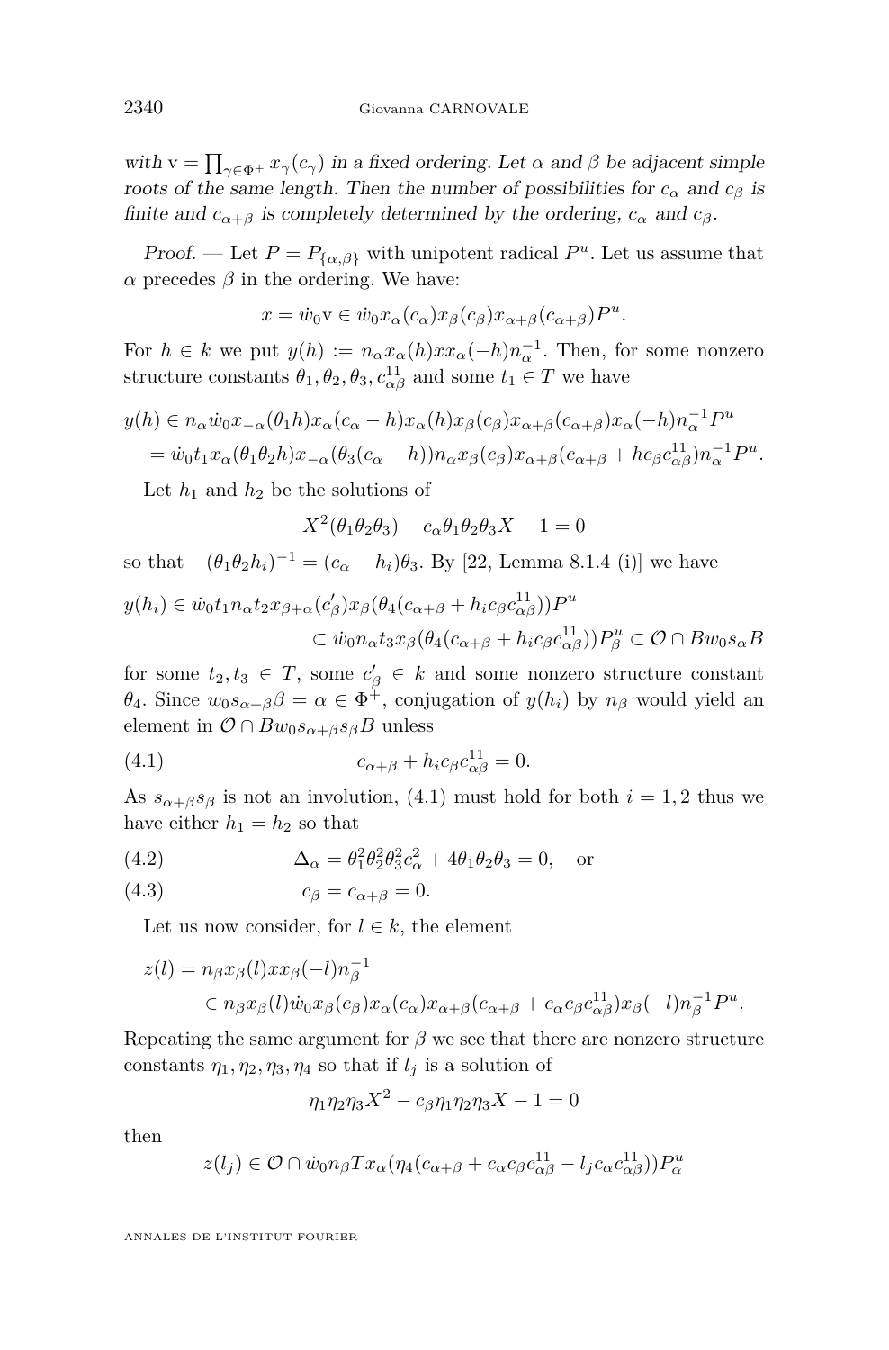*with* $\mathrm{v} = \prod_{\gamma\in\Phi^+} x_\gamma(c_\gamma)$ *in a fixed ordering. Let* $\alpha$ *and* $\beta$ *be adjacent simple roots of the same length. Then the number of possibilities for* $c_\alpha$ *and* $c_\beta$ *is finite and* $c_{\alpha+\beta}$ *is completely determined by the ordering,* $c_\alpha$ *and* $c_\beta$*.*

*Proof.* — Let $P = P_{\{\alpha,\beta\}}$ with unipotent radical $P^u$. Let us assume that $\alpha$ precedes $\beta$ in the ordering. We have:

$$x = \dot{w}_0\mathrm{v} \in \dot{w}_0 x_\alpha(c_\alpha)x_\beta(c_\beta)x_{\alpha+\beta}(c_{\alpha+\beta})P^u.$$

For $h \in k$ we put $y(h) := n_\alpha x_\alpha(h) x x_\alpha(-h) n_\alpha^{-1}$. Then, for some nonzero structure constants $\theta_1, \theta_2, \theta_3, c^{11}_{\alpha\beta}$ and some $t_1 \in T$ we have

$$\begin{aligned} y(h) &\in n_\alpha \dot{w}_0 x_{-\alpha}(\theta_1 h) x_\alpha(c_\alpha - h) x_\alpha(h) x_\beta(c_\beta) x_{\alpha+\beta}(c_{\alpha+\beta}) x_\alpha(-h) n_\alpha^{-1} P^u \\ &= \dot{w}_0 t_1 x_\alpha(\theta_1\theta_2 h) x_{-\alpha}(\theta_3(c_\alpha - h)) n_\alpha x_\beta(c_\beta) x_{\alpha+\beta}(c_{\alpha+\beta} + h c_\beta c^{11}_{\alpha\beta}) n_\alpha^{-1} P^u. \end{aligned}$$

Let $h_1$ and $h_2$ be the solutions of

$$X^2(\theta_1\theta_2\theta_3) - c_\alpha\theta_1\theta_2\theta_3 X - 1 = 0$$

so that $-(\theta_1\theta_2 h_i)^{-1} = (c_\alpha - h_i)\theta_3$. By [22, Lemma 8.1.4 (i)] we have

$$\begin{aligned} y(h_i) &\in \dot{w}_0 t_1 n_\alpha t_2 x_{\beta+\alpha}(c'_\beta) x_\beta(\theta_4(c_{\alpha+\beta} + h_i c_\beta c^{11}_{\alpha\beta})) P^u \\ &\qquad\qquad \subset \dot{w}_0 n_\alpha t_3 x_\beta(\theta_4(c_{\alpha+\beta} + h_i c_\beta c^{11}_{\alpha\beta})) P^u_\beta \subset \mathcal{O} \cap B w_0 s_\alpha B \end{aligned}$$

for some $t_2, t_3 \in T$, some $c'_\beta \in k$ and some nonzero structure constant $\theta_4$. Since $w_0 s_{\alpha+\beta}\beta = \alpha \in \Phi^+$, conjugation of $y(h_i)$ by $n_\beta$ would yield an element in $\mathcal{O} \cap B w_0 s_{\alpha+\beta} s_\beta B$ unless

$$c_{\alpha+\beta} + h_i c_\beta c^{11}_{\alpha\beta} = 0. \tag{4.1}$$

As $s_{\alpha+\beta}s_\beta$ is not an involution, (4.1) must hold for both $i = 1, 2$ thus we have either $h_1 = h_2$ so that

$$\Delta_\alpha = \theta_1^2\theta_2^2\theta_3^2 c_\alpha^2 + 4\theta_1\theta_2\theta_3 = 0, \quad \text{or} \tag{4.2}$$

$$c_\beta = c_{\alpha+\beta} = 0. \tag{4.3}$$

Let us now consider, for $l \in k$, the element

$$\begin{aligned} z(l) &= n_\beta x_\beta(l) x x_\beta(-l) n_\beta^{-1} \\ &\qquad \in n_\beta x_\beta(l) \dot{w}_0 x_\beta(c_\beta) x_\alpha(c_\alpha) x_{\alpha+\beta}(c_{\alpha+\beta} + c_\alpha c_\beta c^{11}_{\alpha\beta}) x_\beta(-l) n_\beta^{-1} P^u. \end{aligned}$$

Repeating the same argument for $\beta$ we see that there are nonzero structure constants $\eta_1, \eta_2, \eta_3, \eta_4$ so that if $l_j$ is a solution of

$$\eta_1\eta_2\eta_3 X^2 - c_\beta\eta_1\eta_2\eta_3 X - 1 = 0$$

then

$$z(l_j) \in \mathcal{O} \cap \dot{w}_0 n_\beta T x_\alpha(\eta_4(c_{\alpha+\beta} + c_\alpha c_\beta c^{11}_{\alpha\beta} - l_j c_\alpha c^{11}_{\alpha\beta})) P^u_\alpha$$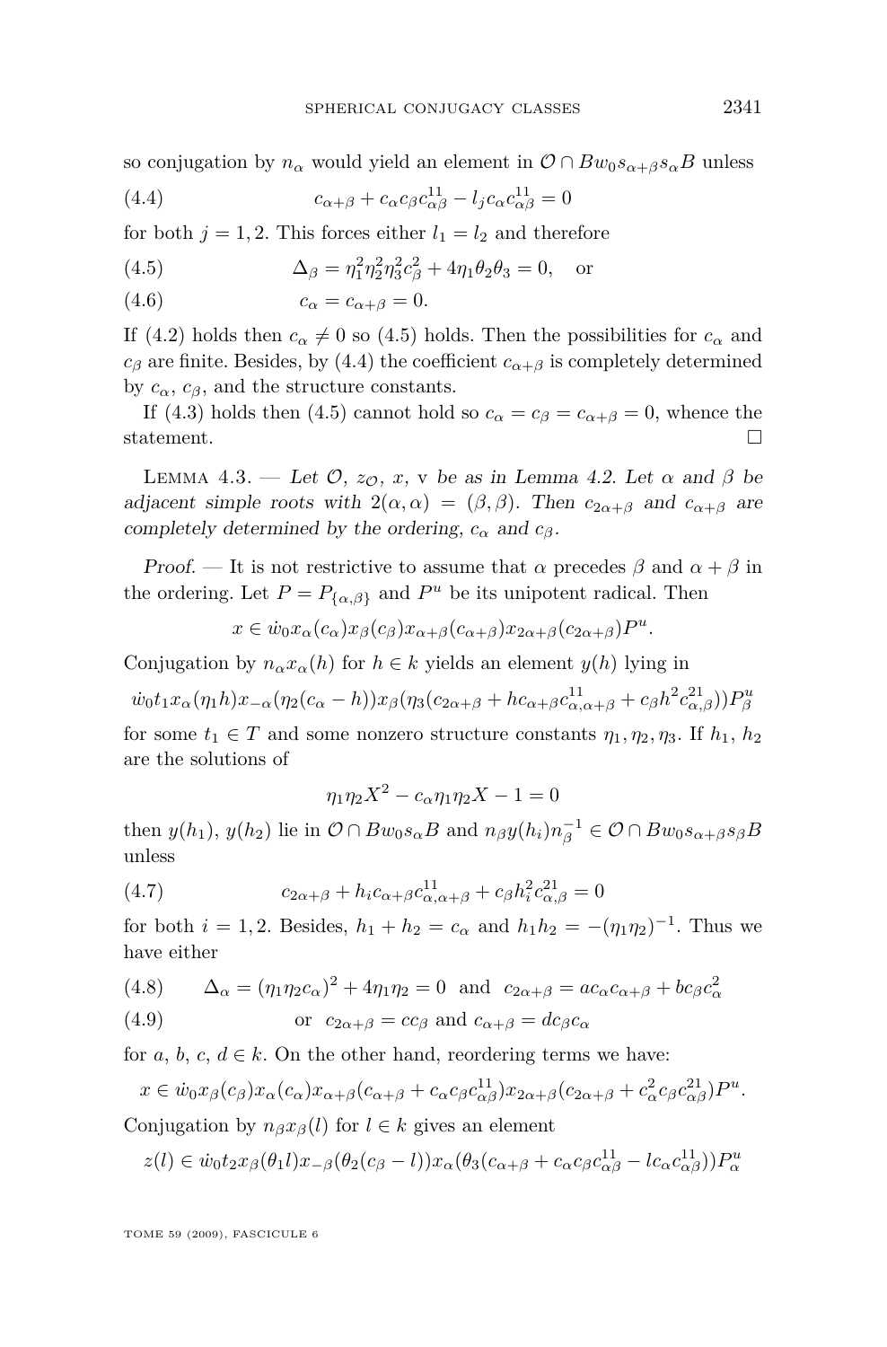so conjugation by $n_\alpha$ would yield an element in $\mathcal{O} \cap Bw_0 s_{\alpha+\beta} s_\alpha B$ unless

$$c_{\alpha+\beta} + c_\alpha c_\beta c^{11}_{\alpha\beta} - l_j c_\alpha c^{11}_{\alpha\beta} = 0 \tag{4.4}$$

for both $j = 1, 2$. This forces either $l_1 = l_2$ and therefore

$$\Delta_\beta = \eta_1^2 \eta_2^2 \eta_3^2 c_\beta^2 + 4\eta_1 \theta_2 \theta_3 = 0, \quad \text{or} \tag{4.5}$$

$$c_\alpha = c_{\alpha+\beta} = 0. \tag{4.6}$$

If (4.2) holds then $c_\alpha \neq 0$ so (4.5) holds. Then the possibilities for $c_\alpha$ and $c_\beta$ are finite. Besides, by (4.4) the coefficient $c_{\alpha+\beta}$ is completely determined by $c_\alpha$, $c_\beta$, and the structure constants.

If (4.3) holds then (4.5) cannot hold so $c_\alpha = c_\beta = c_{\alpha+\beta} = 0$, whence the statement. □

Lemma 4.3. — *Let $\mathcal{O}$, $z_{\mathcal{O}}$, $x$, v be as in Lemma 4.2. Let $\alpha$ and $\beta$ be adjacent simple roots with $2(\alpha, \alpha) = (\beta, \beta)$. Then $c_{2\alpha+\beta}$ and $c_{\alpha+\beta}$ are completely determined by the ordering, $c_\alpha$ and $c_\beta$.*

*Proof.* — It is not restrictive to assume that $\alpha$ precedes $\beta$ and $\alpha + \beta$ in the ordering. Let $P = P_{\{\alpha,\beta\}}$ and $P^u$ be its unipotent radical. Then

$$x \in \dot{w}_0 x_\alpha(c_\alpha) x_\beta(c_\beta) x_{\alpha+\beta}(c_{\alpha+\beta}) x_{2\alpha+\beta}(c_{2\alpha+\beta}) P^u.$$

Conjugation by $n_\alpha x_\alpha(h)$ for $h \in k$ yields an element $y(h)$ lying in

$$\dot{w}_0 t_1 x_\alpha(\eta_1 h) x_{-\alpha}(\eta_2(c_\alpha - h)) x_\beta(\eta_3(c_{2\alpha+\beta} + h c_{\alpha+\beta} c^{11}_{\alpha,\alpha+\beta} + c_\beta h^2 c^{21}_{\alpha,\beta})) P^u_\beta$$

for some $t_1 \in T$ and some nonzero structure constants $\eta_1, \eta_2, \eta_3$. If $h_1$, $h_2$ are the solutions of

$$\eta_1 \eta_2 X^2 - c_\alpha \eta_1 \eta_2 X - 1 = 0$$

then $y(h_1)$, $y(h_2)$ lie in $\mathcal{O} \cap Bw_0 s_\alpha B$ and $n_\beta y(h_i) n_\beta^{-1} \in \mathcal{O} \cap Bw_0 s_{\alpha+\beta} s_\beta B$ unless

$$c_{2\alpha+\beta} + h_i c_{\alpha+\beta} c^{11}_{\alpha,\alpha+\beta} + c_\beta h_i^2 c^{21}_{\alpha,\beta} = 0 \tag{4.7}$$

for both $i = 1, 2$. Besides, $h_1 + h_2 = c_\alpha$ and $h_1 h_2 = -(\eta_1\eta_2)^{-1}$. Thus we have either

$$\Delta_\alpha = (\eta_1 \eta_2 c_\alpha)^2 + 4\eta_1 \eta_2 = 0 \quad \text{and} \quad c_{2\alpha+\beta} = a c_\alpha c_{\alpha+\beta} + b c_\beta c_\alpha^2 \tag{4.8}$$

$$\text{or} \quad c_{2\alpha+\beta} = c c_\beta \text{ and } c_{\alpha+\beta} = d c_\beta c_\alpha \tag{4.9}$$

for $a$, $b$, $c$, $d \in k$. On the other hand, reordering terms we have:

$$x \in \dot{w}_0 x_\beta(c_\beta) x_\alpha(c_\alpha) x_{\alpha+\beta}(c_{\alpha+\beta} + c_\alpha c_\beta c^{11}_{\alpha\beta}) x_{2\alpha+\beta}(c_{2\alpha+\beta} + c_\alpha^2 c_\beta c^{21}_{\alpha\beta}) P^u.$$

Conjugation by $n_\beta x_\beta(l)$ for $l \in k$ gives an element

$$z(l) \in \dot{w}_0 t_2 x_\beta(\theta_1 l) x_{-\beta}(\theta_2(c_\beta - l)) x_\alpha(\theta_3(c_{\alpha+\beta} + c_\alpha c_\beta c^{11}_{\alpha\beta} - l c_\alpha c^{11}_{\alpha\beta})) P^u_\alpha$$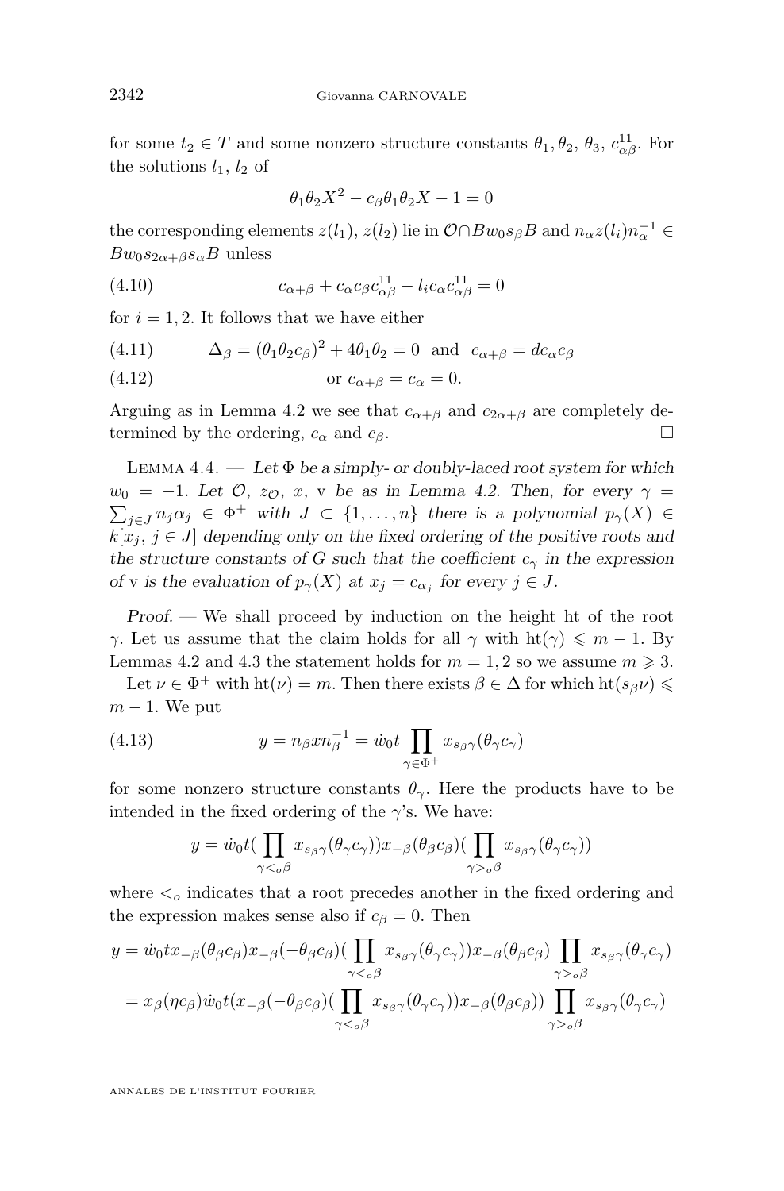for some $t_2 \in T$ and some nonzero structure constants $\theta_1, \theta_2, \theta_3, c^{11}_{\alpha\beta}$. For the solutions $l_1$, $l_2$ of

$$\theta_1\theta_2 X^2 - c_\beta\theta_1\theta_2 X - 1 = 0$$

the corresponding elements $z(l_1)$, $z(l_2)$ lie in $\mathcal{O} \cap Bw_0 s_\beta B$ and $n_\alpha z(l_i) n_\alpha^{-1} \in Bw_0 s_{2\alpha+\beta} s_\alpha B$ unless

$$c_{\alpha+\beta} + c_\alpha c_\beta c^{11}_{\alpha\beta} - l_i c_\alpha c^{11}_{\alpha\beta} = 0 \tag{4.10}$$

for $i = 1, 2$. It follows that we have either

$$\Delta_\beta = (\theta_1\theta_2 c_\beta)^2 + 4\theta_1\theta_2 = 0 \quad \text{and} \quad c_{\alpha+\beta} = d c_\alpha c_\beta \tag{4.11}$$

$$\text{or } c_{\alpha+\beta} = c_\alpha = 0. \tag{4.12}$$

Arguing as in Lemma 4.2 we see that $c_{\alpha+\beta}$ and $c_{2\alpha+\beta}$ are completely determined by the ordering, $c_\alpha$ and $c_\beta$. □

Lemma 4.4. — *Let $\Phi$ be a simply- or doubly-laced root system for which $w_0 = -1$. Let $\mathcal{O}$, $z_{\mathcal{O}}$, $x$, v be as in Lemma 4.2. Then, for every $\gamma = \sum_{j\in J} n_j\alpha_j \in \Phi^+$ with $J \subset \{1, \ldots, n\}$ there is a polynomial $p_\gamma(X) \in k[x_j,\, j \in J]$ depending only on the fixed ordering of the positive roots and the structure constants of $G$ such that the coefficient $c_\gamma$ in the expression of v is the evaluation of $p_\gamma(X)$ at $x_j = c_{\alpha_j}$ for every $j \in J$.*

*Proof.* — We shall proceed by induction on the height ht of the root $\gamma$. Let us assume that the claim holds for all $\gamma$ with $\mathrm{ht}(\gamma) \leqslant m-1$. By Lemmas 4.2 and 4.3 the statement holds for $m = 1, 2$ so we assume $m \geqslant 3$.

Let $\nu \in \Phi^+$ with $\mathrm{ht}(\nu) = m$. Then there exists $\beta \in \Delta$ for which $\mathrm{ht}(s_\beta\nu) \leqslant m-1$. We put

$$y = n_\beta x n_\beta^{-1} = \dot{w}_0 t \prod_{\gamma\in\Phi^+} x_{s_\beta\gamma}(\theta_\gamma c_\gamma) \tag{4.13}$$

for some nonzero structure constants $\theta_\gamma$. Here the products have to be intended in the fixed ordering of the $\gamma$'s. We have:

$$y = \dot{w}_0 t (\prod_{\gamma <_o \beta} x_{s_\beta\gamma}(\theta_\gamma c_\gamma)) x_{-\beta}(\theta_\beta c_\beta) (\prod_{\gamma >_o \beta} x_{s_\beta\gamma}(\theta_\gamma c_\gamma))$$

where $<_o$ indicates that a root precedes another in the fixed ordering and the expression makes sense also if $c_\beta = 0$. Then

$$\begin{aligned} y &= \dot{w}_0 t x_{-\beta}(\theta_\beta c_\beta) x_{-\beta}(-\theta_\beta c_\beta) (\prod_{\gamma <_o \beta} x_{s_\beta\gamma}(\theta_\gamma c_\gamma)) x_{-\beta}(\theta_\beta c_\beta) \prod_{\gamma >_o \beta} x_{s_\beta\gamma}(\theta_\gamma c_\gamma) \\ &= x_\beta(\eta c_\beta) \dot{w}_0 t (x_{-\beta}(-\theta_\beta c_\beta) (\prod_{\gamma <_o \beta} x_{s_\beta\gamma}(\theta_\gamma c_\gamma)) x_{-\beta}(\theta_\beta c_\beta)) \prod_{\gamma >_o \beta} x_{s_\beta\gamma}(\theta_\gamma c_\gamma) \end{aligned}$$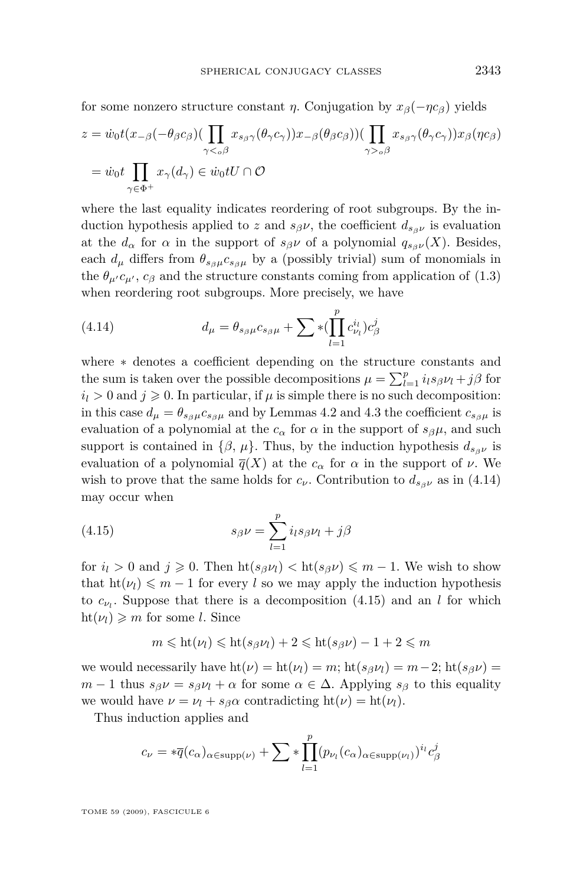for some nonzero structure constant $\eta$. Conjugation by $x_\beta(-\eta c_\beta)$ yields

$$z = \dot{w}_0 t (x_{-\beta}(-\theta_\beta c_\beta)(\prod_{\gamma <_o \beta} x_{s_\beta \gamma}(\theta_\gamma c_\gamma)) x_{-\beta}(\theta_\beta c_\beta))(\prod_{\gamma >_o \beta} x_{s_\beta\gamma}(\theta_\gamma c_\gamma)) x_\beta(\eta c_\beta)$$
$$= \dot{w}_0 t \prod_{\gamma \in \Phi^+} x_\gamma(d_\gamma) \in \dot{w}_0 t U \cap \mathcal{O}$$

where the last equality indicates reordering of root subgroups. By the induction hypothesis applied to $z$ and $s_\beta \nu$, the coefficient $d_{s_\beta\nu}$ is evaluation at the $d_\alpha$ for $\alpha$ in the support of $s_\beta \nu$ of a polynomial $q_{s_\beta\nu}(X)$. Besides, each $d_\mu$ differs from $\theta_{s_\beta\mu} c_{s_\beta \mu}$ by a (possibly trivial) sum of monomials in the $\theta_{\mu'} c_{\mu'}$, $c_\beta$ and the structure constants coming from application of (1.3) when reordering root subgroups. More precisely, we have

$$d_\mu = \theta_{s_\beta\mu} c_{s_\beta\mu} + \sum *(\prod_{l=1}^{p} c_{\nu_l}^{i_l}) c_\beta^j \tag{4.14}$$

where $*$ denotes a coefficient depending on the structure constants and the sum is taken over the possible decompositions $\mu = \sum_{l=1}^p i_l s_\beta \nu_l + j\beta$ for $i_l > 0$ and $j \geqslant 0$. In particular, if $\mu$ is simple there is no such decomposition: in this case $d_\mu = \theta_{s_\beta\mu} c_{s_\beta\mu}$ and by Lemmas 4.2 and 4.3 the coefficient $c_{s_\beta\mu}$ is evaluation of a polynomial at the $c_\alpha$ for $\alpha$ in the support of $s_\beta\mu$, and such support is contained in $\{\beta, \mu\}$. Thus, by the induction hypothesis $d_{s_\beta\nu}$ is evaluation of a polynomial $\overline{q}(X)$ at the $c_\alpha$ for $\alpha$ in the support of $\nu$. We wish to prove that the same holds for $c_\nu$. Contribution to $d_{s_\beta\nu}$ as in (4.14) may occur when

$$s_\beta \nu = \sum_{l=1}^{p} i_l s_\beta \nu_l + j\beta \tag{4.15}$$

for $i_l > 0$ and $j \geqslant 0$. Then $\mathrm{ht}(s_\beta\nu_l) < \mathrm{ht}(s_\beta\nu) \leqslant m-1$. We wish to show that $\mathrm{ht}(\nu_l) \leqslant m-1$ for every $l$ so we may apply the induction hypothesis to $c_{\nu_l}$. Suppose that there is a decomposition (4.15) and an $l$ for which $\mathrm{ht}(\nu_l) \geqslant m$ for some $l$. Since

$$m \leqslant \mathrm{ht}(\nu_l) \leqslant \mathrm{ht}(s_\beta\nu_l) + 2 \leqslant \mathrm{ht}(s_\beta\nu) - 1 + 2 \leqslant m$$

we would necessarily have $\mathrm{ht}(\nu) = \mathrm{ht}(\nu_l) = m$; $\mathrm{ht}(s_\beta\nu_l) = m-2$; $\mathrm{ht}(s_\beta\nu) = m-1$ thus $s_\beta\nu = s_\beta\nu_l + \alpha$ for some $\alpha \in \Delta$. Applying $s_\beta$ to this equality we would have $\nu = \nu_l + s_\beta\alpha$ contradicting $\mathrm{ht}(\nu) = \mathrm{ht}(\nu_l)$.

Thus induction applies and

$$c_\nu = *\overline{q}(c_\alpha)_{\alpha\in\mathrm{supp}(\nu)} + \sum * \prod_{l=1}^{p} (p_{\nu_l}(c_\alpha)_{\alpha \in \mathrm{supp}(\nu_l)})^{i_l} c_\beta^j$$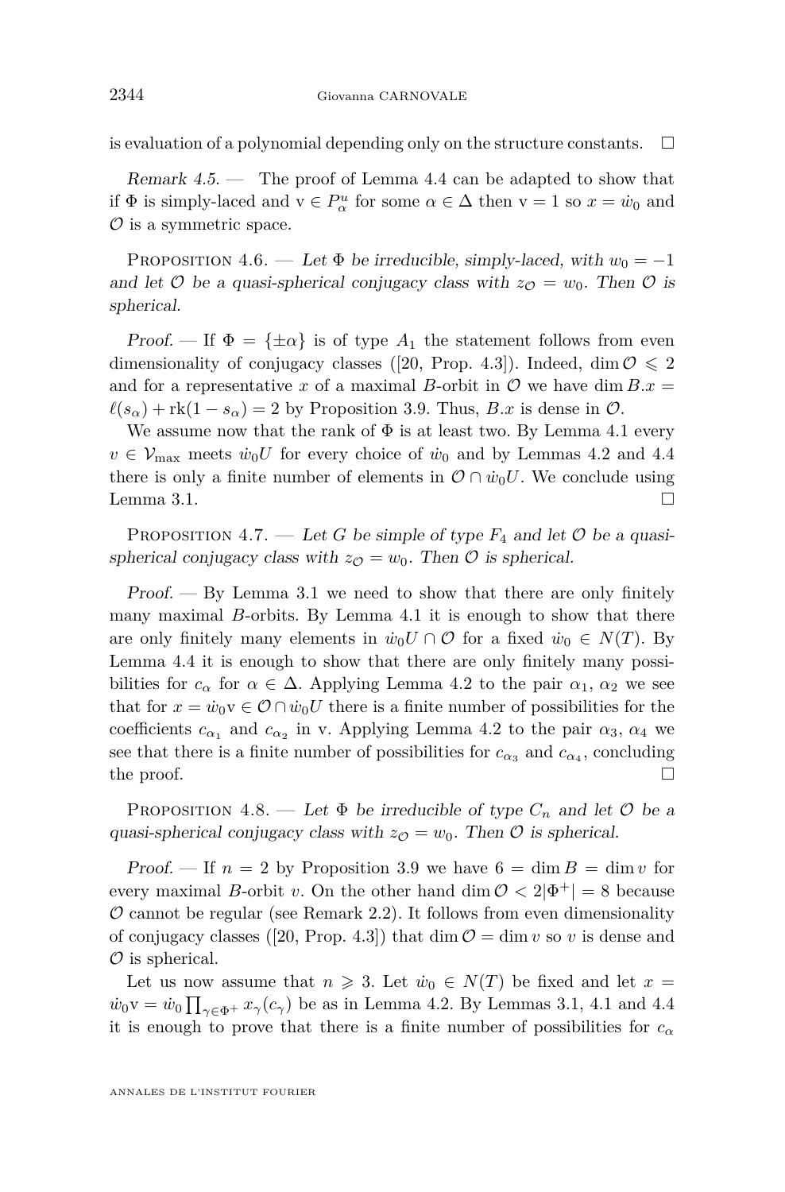is evaluation of a polynomial depending only on the structure constants. □

*Remark 4.5.* — The proof of Lemma 4.4 can be adapted to show that if $\Phi$ is simply-laced and $\mathrm{v} \in P_\alpha^u$ for some $\alpha \in \Delta$ then $\mathrm{v} = 1$ so $x = \dot{w}_0$ and $\mathcal{O}$ is a symmetric space.

Proposition 4.6. — *Let $\Phi$ be irreducible, simply-laced, with $w_0 = -1$ and let $\mathcal{O}$ be a quasi-spherical conjugacy class with $z_{\mathcal{O}} = w_0$. Then $\mathcal{O}$ is spherical.*

*Proof.* — If $\Phi = \{\pm\alpha\}$ is of type $A_1$ the statement follows from even dimensionality of conjugacy classes ([20, Prop. 4.3]). Indeed, $\dim \mathcal{O} \leqslant 2$ and for a representative $x$ of a maximal $B$-orbit in $\mathcal{O}$ we have $\dim B.x = \ell(s_\alpha) + \mathrm{rk}(1 - s_\alpha) = 2$ by Proposition 3.9. Thus, $B.x$ is dense in $\mathcal{O}$.

We assume now that the rank of $\Phi$ is at least two. By Lemma 4.1 every $v \in \mathcal{V}_{\max}$ meets $\dot{w}_0 U$ for every choice of $\dot{w}_0$ and by Lemmas 4.2 and 4.4 there is only a finite number of elements in $\mathcal{O} \cap \dot{w}_0 U$. We conclude using Lemma 3.1. □

Proposition 4.7. — *Let $G$ be simple of type $F_4$ and let $\mathcal{O}$ be a quasi-spherical conjugacy class with $z_{\mathcal{O}} = w_0$. Then $\mathcal{O}$ is spherical.*

*Proof.* — By Lemma 3.1 we need to show that there are only finitely many maximal $B$-orbits. By Lemma 4.1 it is enough to show that there are only finitely many elements in $\dot{w}_0 U \cap \mathcal{O}$ for a fixed $\dot{w}_0 \in N(T)$. By Lemma 4.4 it is enough to show that there are only finitely many possibilities for $c_\alpha$ for $\alpha \in \Delta$. Applying Lemma 4.2 to the pair $\alpha_1$, $\alpha_2$ we see that for $x = \dot{w}_0 \mathrm{v} \in \mathcal{O} \cap \dot{w}_0 U$ there is a finite number of possibilities for the coefficients $c_{\alpha_1}$ and $c_{\alpha_2}$ in v. Applying Lemma 4.2 to the pair $\alpha_3$, $\alpha_4$ we see that there is a finite number of possibilities for $c_{\alpha_3}$ and $c_{\alpha_4}$, concluding the proof. □

Proposition 4.8. — *Let $\Phi$ be irreducible of type $C_n$ and let $\mathcal{O}$ be a quasi-spherical conjugacy class with $z_{\mathcal{O}} = w_0$. Then $\mathcal{O}$ is spherical.*

*Proof.* — If $n = 2$ by Proposition 3.9 we have $6 = \dim B = \dim v$ for every maximal $B$-orbit $v$. On the other hand $\dim \mathcal{O} < 2|\Phi^+| = 8$ because $\mathcal{O}$ cannot be regular (see Remark 2.2). It follows from even dimensionality of conjugacy classes ([20, Prop. 4.3]) that $\dim \mathcal{O} = \dim v$ so $v$ is dense and $\mathcal{O}$ is spherical.

Let us now assume that $n \geqslant 3$. Let $\dot{w}_0 \in N(T)$ be fixed and let $x = \dot{w}_0 \mathrm{v} = \dot{w}_0 \prod_{\gamma \in \Phi^+} x_\gamma(c_\gamma)$ be as in Lemma 4.2. By Lemmas 3.1, 4.1 and 4.4 it is enough to prove that there is a finite number of possibilities for $c_\alpha$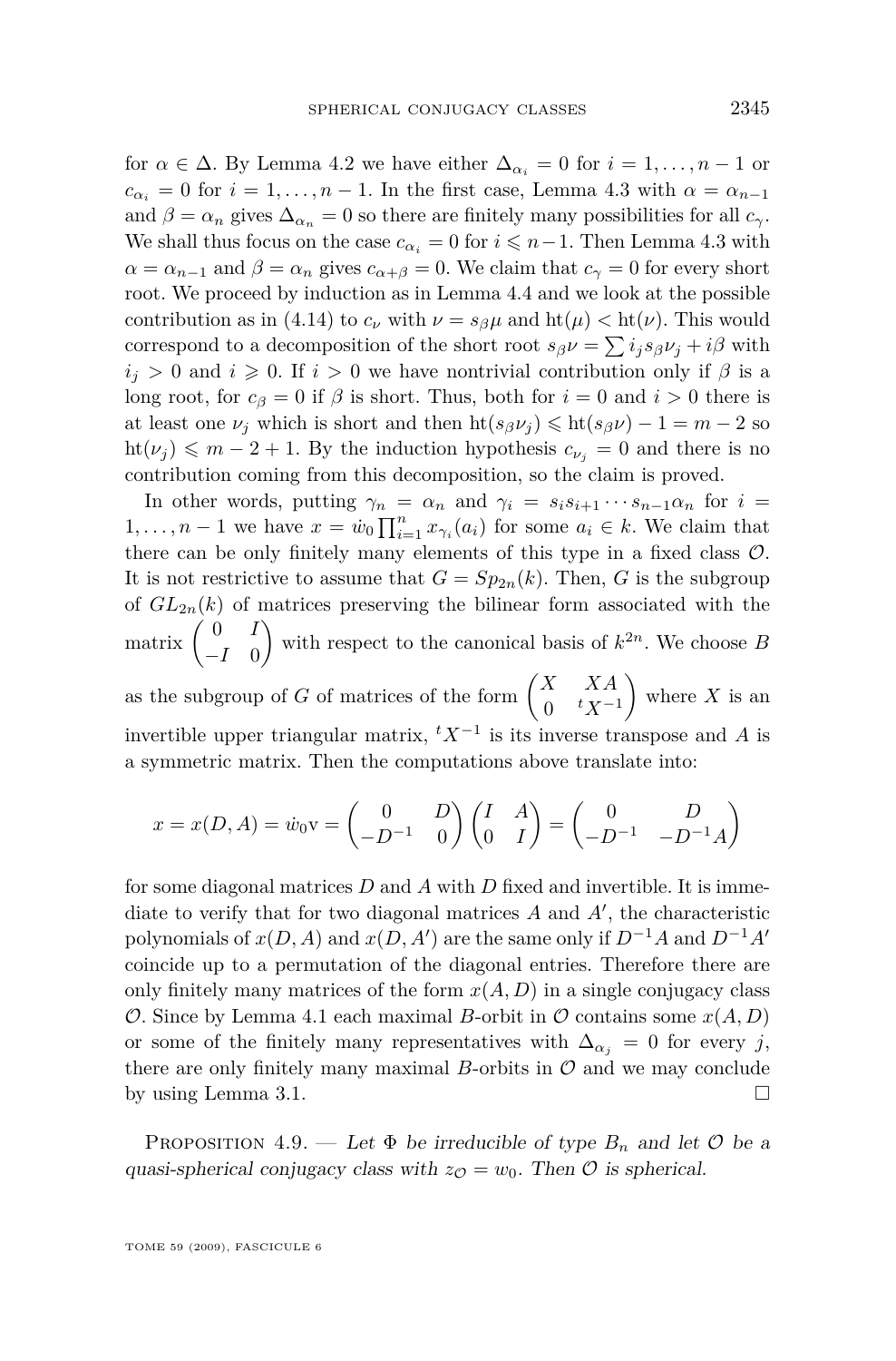for $\alpha \in \Delta$. By Lemma 4.2 we have either $\Delta_{\alpha_i} = 0$ for $i = 1, \ldots, n-1$ or $c_{\alpha_i} = 0$ for $i = 1, \ldots, n-1$. In the first case, Lemma 4.3 with $\alpha = \alpha_{n-1}$ and $\beta = \alpha_n$ gives $\Delta_{\alpha_n} = 0$ so there are finitely many possibilities for all $c_\gamma$. We shall thus focus on the case $c_{\alpha_i} = 0$ for $i \leqslant n-1$. Then Lemma 4.3 with $\alpha = \alpha_{n-1}$ and $\beta = \alpha_n$ gives $c_{\alpha+\beta} = 0$. We claim that $c_\gamma = 0$ for every short root. We proceed by induction as in Lemma 4.4 and we look at the possible contribution as in (4.14) to $c_\nu$ with $\nu = s_\beta \mu$ and $\mathrm{ht}(\mu) < \mathrm{ht}(\nu)$. This would correspond to a decomposition of the short root $s_\beta \nu = \sum i_j s_\beta \nu_j + i\beta$ with $i_j > 0$ and $i \geqslant 0$. If $i > 0$ we have nontrivial contribution only if $\beta$ is a long root, for $c_\beta = 0$ if $\beta$ is short. Thus, both for $i = 0$ and $i > 0$ there is at least one $\nu_j$ which is short and then $\mathrm{ht}(s_\beta \nu_j) \leqslant \mathrm{ht}(s_\beta \nu) - 1 = m - 2$ so $\mathrm{ht}(\nu_j) \leqslant m - 2 + 1$. By the induction hypothesis $c_{\nu_j} = 0$ and there is no contribution coming from this decomposition, so the claim is proved.

In other words, putting $\gamma_n = \alpha_n$ and $\gamma_i = s_i s_{i+1} \cdots s_{n-1} \alpha_n$ for $i = 1, \ldots, n-1$ we have $x = \dot{w}_0 \prod_{i=1}^n x_{\gamma_i}(a_i)$ for some $a_i \in k$. We claim that there can be only finitely many elements of this type in a fixed class $\mathcal{O}$. It is not restrictive to assume that $G = Sp_{2n}(k)$. Then, $G$ is the subgroup of $GL_{2n}(k)$ of matrices preserving the bilinear form associated with the matrix $\begin{pmatrix} 0 & I \\ -I & 0 \end{pmatrix}$ with respect to the canonical basis of $k^{2n}$. We choose $B$ as the subgroup of $G$ of matrices of the form $\begin{pmatrix} X & XA \\ 0 & {}^tX^{-1} \end{pmatrix}$ where $X$ is an invertible upper triangular matrix, ${}^tX^{-1}$ is its inverse transpose and $A$ is a symmetric matrix. Then the computations above translate into:

$$x = x(D, A) = \dot{w}_0 \mathrm{v} = \begin{pmatrix} 0 & D \\ -D^{-1} & 0 \end{pmatrix} \begin{pmatrix} I & A \\ 0 & I \end{pmatrix} = \begin{pmatrix} 0 & D \\ -D^{-1} & -D^{-1}A \end{pmatrix}$$

for some diagonal matrices $D$ and $A$ with $D$ fixed and invertible. It is immediate to verify that for two diagonal matrices $A$ and $A'$, the characteristic polynomials of $x(D, A)$ and $x(D, A')$ are the same only if $D^{-1}A$ and $D^{-1}A'$ coincide up to a permutation of the diagonal entries. Therefore there are only finitely many matrices of the form $x(A, D)$ in a single conjugacy class $\mathcal{O}$. Since by Lemma 4.1 each maximal $B$-orbit in $\mathcal{O}$ contains some $x(A, D)$ or some of the finitely many representatives with $\Delta_{\alpha_j} = 0$ for every $j$, there are only finitely many maximal $B$-orbits in $\mathcal{O}$ and we may conclude by using Lemma 3.1. □

Proposition 4.9. — *Let $\Phi$ be irreducible of type $B_n$ and let $\mathcal{O}$ be a quasi-spherical conjugacy class with $z_{\mathcal{O}} = w_0$. Then $\mathcal{O}$ is spherical.*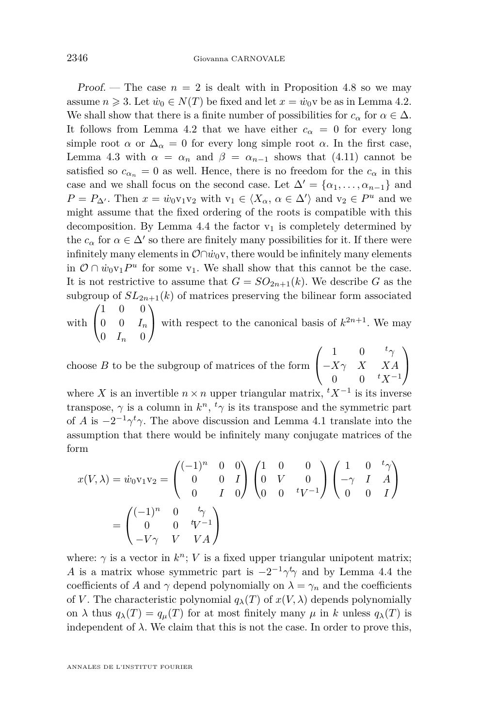*Proof.* — The case $n = 2$ is dealt with in Proposition 4.8 so we may assume $n \geqslant 3$. Let $\dot{w}_0 \in N(T)$ be fixed and let $x = \dot{w}_0 \mathrm{v}$ be as in Lemma 4.2. We shall show that there is a finite number of possibilities for $c_\alpha$ for $\alpha \in \Delta$. It follows from Lemma 4.2 that we have either $c_\alpha = 0$ for every long simple root $\alpha$ or $\Delta_\alpha = 0$ for every long simple root $\alpha$. In the first case, Lemma 4.3 with $\alpha = \alpha_n$ and $\beta = \alpha_{n-1}$ shows that (4.11) cannot be satisfied so $c_{\alpha_n} = 0$ as well. Hence, there is no freedom for the $c_\alpha$ in this case and we shall focus on the second case. Let $\Delta' = \{\alpha_1, \ldots, \alpha_{n-1}\}$ and $P = P_{\Delta'}$. Then $x = \dot{w}_0 \mathrm{v}_1 \mathrm{v}_2$ with $\mathrm{v}_1 \in \langle X_\alpha, \alpha \in \Delta' \rangle$ and $\mathrm{v}_2 \in P^u$ and we might assume that the fixed ordering of the roots is compatible with this decomposition. By Lemma 4.4 the factor $\mathrm{v}_1$ is completely determined by the $c_\alpha$ for $\alpha \in \Delta'$ so there are finitely many possibilities for it. If there were infinitely many elements in $\mathcal{O} \cap \dot{w}_0 \mathrm{v}$, there would be infinitely many elements in $\mathcal{O} \cap \dot{w}_0 \mathrm{v}_1 P^u$ for some $\mathrm{v}_1$. We shall show that this cannot be the case. It is not restrictive to assume that $G = SO_{2n+1}(k)$. We describe $G$ as the subgroup of $SL_{2n+1}(k)$ of matrices preserving the bilinear form associated with $\begin{pmatrix} 1 & 0 & 0 \\ 0 & 0 & I_n \\ 0 & I_n & 0 \end{pmatrix}$ with respect to the canonical basis of $k^{2n+1}$. We may choose $B$ to be the subgroup of matrices of the form $\begin{pmatrix} 1 & 0 & {}^t\gamma \\ -X\gamma & X & XA \\ 0 & 0 & {}^tX^{-1} \end{pmatrix}$ where $X$ is an invertible $n \times n$ upper triangular matrix, ${}^tX^{-1}$ is its inverse transpose, $\gamma$ is a column in $k^n$, ${}^t\gamma$ is its transpose and the symmetric part of $A$ is $-2^{-1}\gamma^t\gamma$. The above discussion and Lemma 4.1 translate into the assumption that there would be infinitely many conjugate matrices of the form

$$x(V, \lambda) = \dot{w}_0 \mathrm{v}_1 \mathrm{v}_2 = \begin{pmatrix} (-1)^n & 0 & 0 \\ 0 & 0 & I \\ 0 & I & 0 \end{pmatrix} \begin{pmatrix} 1 & 0 & 0 \\ 0 & V & 0 \\ 0 & 0 & {}^tV^{-1} \end{pmatrix} \begin{pmatrix} 1 & 0 & {}^t\gamma \\ -\gamma & I & A \\ 0 & 0 & I \end{pmatrix}$$
$$= \begin{pmatrix} (-1)^n & 0 & {}^t\gamma \\ 0 & 0 & {}^tV^{-1} \\ -V\gamma & V & VA \end{pmatrix}$$

where: $\gamma$ is a vector in $k^n$; $V$ is a fixed upper triangular unipotent matrix; $A$ is a matrix whose symmetric part is $-2^{-1}\gamma^t\gamma$ and by Lemma 4.4 the coefficients of $A$ and $\gamma$ depend polynomially on $\lambda = \gamma_n$ and the coefficients of $V$. The characteristic polynomial $q_\lambda(T)$ of $x(V, \lambda)$ depends polynomially on $\lambda$ thus $q_\lambda(T) = q_\mu(T)$ for at most finitely many $\mu$ in $k$ unless $q_\lambda(T)$ is independent of $\lambda$. We claim that this is not the case. In order to prove this,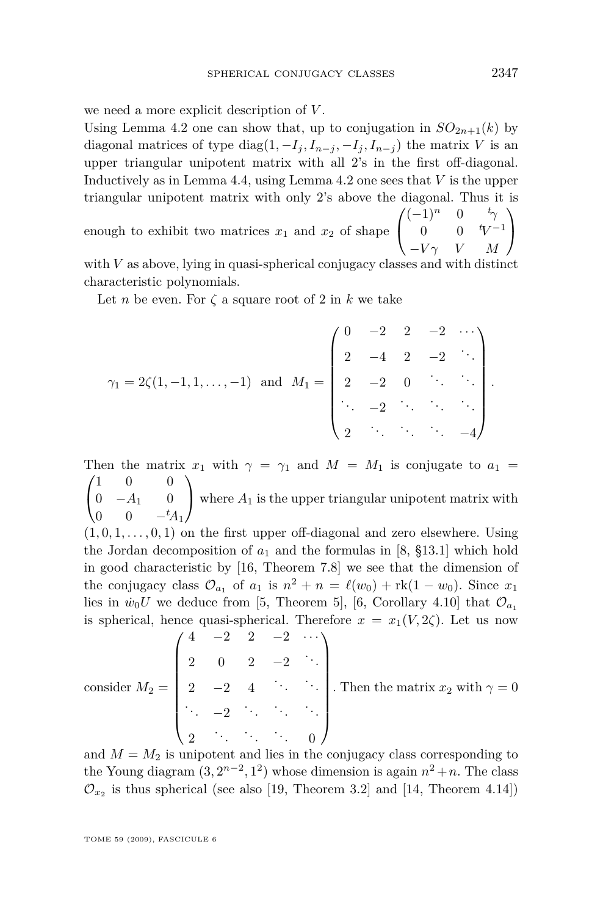we need a more explicit description of $V$.

Using Lemma 4.2 one can show that, up to conjugation in $SO_{2n+1}(k)$ by diagonal matrices of type $\mathrm{diag}(1, -I_j, I_{n-j}, -I_j, I_{n-j})$ the matrix $V$ is an upper triangular unipotent matrix with all 2's in the first off-diagonal. Inductively as in Lemma 4.4, using Lemma 4.2 one sees that $V$ is the upper triangular unipotent matrix with only 2's above the diagonal. Thus it is enough to exhibit two matrices $x_1$ and $x_2$ of shape $\begin{pmatrix} (-1)^n & 0 & {}^t\gamma \\ 0 & 0 & {}^tV^{-1} \\ -V\gamma & V & M \end{pmatrix}$ with $V$ as above, lying in quasi-spherical conjugacy classes and with distinct characteristic polynomials.

Let $n$ be even. For $\zeta$ a square root of 2 in $k$ we take

$$\gamma_1 = 2\zeta(1, -1, 1, \dots, -1) \quad \text{and} \quad M_1 = \begin{pmatrix} 0 & -2 & 2 & -2 & \cdots \\ 2 & -4 & 2 & -2 & \ddots \\ 2 & -2 & 0 & \ddots & \ddots \\ \ddots & -2 & \ddots & \ddots & \ddots \\ 2 & \ddots & \ddots & \ddots & -4 \end{pmatrix}.$$

Then the matrix $x_1$ with $\gamma = \gamma_1$ and $M = M_1$ is conjugate to $a_1 = \begin{pmatrix} 1 & 0 & 0 \\ 0 & -A_1 & 0 \\ 0 & 0 & -{}^tA_1 \end{pmatrix}$ where $A_1$ is the upper triangular unipotent matrix with $(1, 0, 1, \dots, 0, 1)$ on the first upper off-diagonal and zero elsewhere. Using the Jordan decomposition of $a_1$ and the formulas in [8, §13.1] which hold in good characteristic by [16, Theorem 7.8] we see that the dimension of the conjugacy class $\mathcal{O}_{a_1}$ of $a_1$ is $n^2 + n = \ell(w_0) + \mathrm{rk}(1 - w_0)$. Since $x_1$ lies in $\dot{w}_0 U$ we deduce from [5, Theorem 5], [6, Corollary 4.10] that $\mathcal{O}_{a_1}$ is spherical, hence quasi-spherical. Therefore $x = x_1(V, 2\zeta)$. Let us now consider $M_2 = \begin{pmatrix} 4 & -2 & 2 & -2 & \cdots \\ 2 & 0 & 2 & -2 & \ddots \\ 2 & -2 & 4 & \ddots & \ddots \\ \ddots & -2 & \ddots & \ddots & \ddots \\ 2 & \ddots & \ddots & \ddots & 0 \end{pmatrix}$. Then the matrix $x_2$ with $\gamma = 0$ and $M = M_2$ is unipotent and lies in the conjugacy class corresponding to the Young diagram $(3, 2^{n-2}, 1^2)$ whose dimension is again $n^2 + n$. The class $\mathcal{O}_{x_2}$ is thus spherical (see also [19, Theorem 3.2] and [14, Theorem 4.14])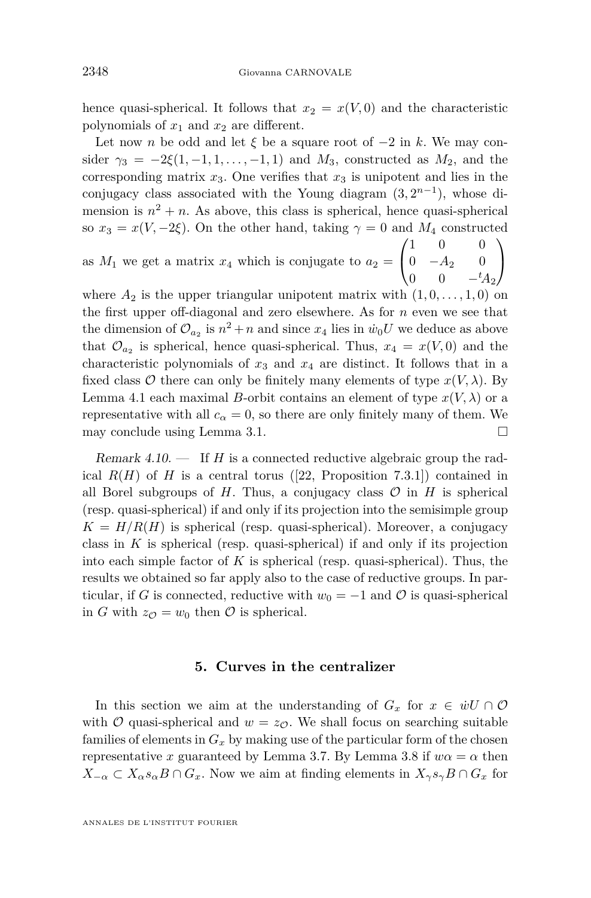hence quasi-spherical. It follows that $x_2 = x(V, 0)$ and the characteristic polynomials of $x_1$ and $x_2$ are different.

Let now $n$ be odd and let $\xi$ be a square root of $-2$ in $k$. We may consider $\gamma_3 = -2\xi(1, -1, 1, \ldots, -1, 1)$ and $M_3$, constructed as $M_2$, and the corresponding matrix $x_3$. One verifies that $x_3$ is unipotent and lies in the conjugacy class associated with the Young diagram $(3, 2^{n-1})$, whose dimension is $n^2 + n$. As above, this class is spherical, hence quasi-spherical so $x_3 = x(V, -2\xi)$. On the other hand, taking $\gamma = 0$ and $M_4$ constructed as $M_1$ we get a matrix $x_4$ which is conjugate to $a_2 = \begin{pmatrix} 1 & 0 & 0 \\ 0 & -A_2 & 0 \\ 0 & 0 & -{}^tA_2 \end{pmatrix}$ where $A_2$ is the upper triangular unipotent matrix with $(1, 0, \ldots, 1, 0)$ on the first upper off-diagonal and zero elsewhere. As for $n$ even we see that the dimension of $\mathcal{O}_{a_2}$ is $n^2 + n$ and since $x_4$ lies in $\dot{w}_0 U$ we deduce as above that $\mathcal{O}_{a_2}$ is spherical, hence quasi-spherical. Thus, $x_4 = x(V, 0)$ and the characteristic polynomials of $x_3$ and $x_4$ are distinct. It follows that in a fixed class $\mathcal{O}$ there can only be finitely many elements of type $x(V, \lambda)$. By Lemma 4.1 each maximal $B$-orbit contains an element of type $x(V, \lambda)$ or a representative with all $c_\alpha = 0$, so there are only finitely many of them. We may conclude using Lemma 3.1. □

*Remark 4.10.* — If $H$ is a connected reductive algebraic group the radical $R(H)$ of $H$ is a central torus ([22, Proposition 7.3.1]) contained in all Borel subgroups of $H$. Thus, a conjugacy class $\mathcal{O}$ in $H$ is spherical (resp. quasi-spherical) if and only if its projection into the semisimple group $K = H/R(H)$ is spherical (resp. quasi-spherical). Moreover, a conjugacy class in $K$ is spherical (resp. quasi-spherical) if and only if its projection into each simple factor of $K$ is spherical (resp. quasi-spherical). Thus, the results we obtained so far apply also to the case of reductive groups. In particular, if $G$ is connected, reductive with $w_0 = -1$ and $\mathcal{O}$ is quasi-spherical in $G$ with $z_{\mathcal{O}} = w_0$ then $\mathcal{O}$ is spherical.

## 5. Curves in the centralizer

In this section we aim at the understanding of $G_x$ for $x \in \dot{w}U \cap \mathcal{O}$ with $\mathcal{O}$ quasi-spherical and $w = z_{\mathcal{O}}$. We shall focus on searching suitable families of elements in $G_x$ by making use of the particular form of the chosen representative $x$ guaranteed by Lemma 3.7. By Lemma 3.8 if $w\alpha = \alpha$ then $X_{-\alpha} \subset X_\alpha s_\alpha B \cap G_x$. Now we aim at finding elements in $X_\gamma s_\gamma B \cap G_x$ for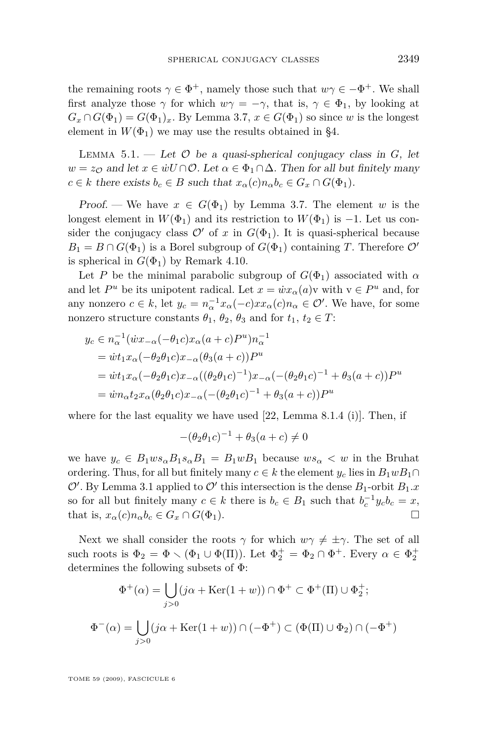the remaining roots $\gamma \in \Phi^+$, namely those such that $w\gamma \in -\Phi^+$. We shall first analyze those $\gamma$ for which $w\gamma = -\gamma$, that is, $\gamma \in \Phi_1$, by looking at $G_x \cap G(\Phi_1) = G(\Phi_1)_x$. By Lemma 3.7, $x \in G(\Phi_1)$ so since $w$ is the longest element in $W(\Phi_1)$ we may use the results obtained in §4.

Lemma 5.1. — *Let $\mathcal{O}$ be a quasi-spherical conjugacy class in $G$, let $w = z_{\mathcal{O}}$ and let $x \in \dot{w}U \cap \mathcal{O}$. Let $\alpha \in \Phi_1 \cap \Delta$. Then for all but finitely many $c \in k$ there exists $b_c \in B$ such that $x_\alpha(c)n_\alpha b_c \in G_x \cap G(\Phi_1)$.*

*Proof.* — We have $x \in G(\Phi_1)$ by Lemma 3.7. The element $w$ is the longest element in $W(\Phi_1)$ and its restriction to $W(\Phi_1)$ is $-1$. Let us consider the conjugacy class $\mathcal{O}'$ of $x$ in $G(\Phi_1)$. It is quasi-spherical because $B_1 = B \cap G(\Phi_1)$ is a Borel subgroup of $G(\Phi_1)$ containing $T$. Therefore $\mathcal{O}'$ is spherical in $G(\Phi_1)$ by Remark 4.10.

Let $P$ be the minimal parabolic subgroup of $G(\Phi_1)$ associated with $\alpha$ and let $P^u$ be its unipotent radical. Let $x = \dot{w}x_\alpha(a)\mathrm{v}$ with $\mathrm{v} \in P^u$ and, for any nonzero $c \in k$, let $y_c = n_\alpha^{-1}x_\alpha(-c)xx_\alpha(c)n_\alpha \in \mathcal{O}'$. We have, for some nonzero structure constants $\theta_1$, $\theta_2$, $\theta_3$ and for $t_1$, $t_2 \in T$:

$$
\begin{aligned}
y_c &\in n_\alpha^{-1}(\dot{w}x_{-\alpha}(-\theta_1 c)x_\alpha(a+c)P^u)n_\alpha^{-1} \\
&= \dot{w}t_1 x_\alpha(-\theta_2\theta_1 c)x_{-\alpha}(\theta_3(a+c))P^u \\
&= \dot{w}t_1 x_\alpha(-\theta_2\theta_1 c)x_{-\alpha}((\theta_2\theta_1 c)^{-1})x_{-\alpha}(-(\theta_2\theta_1 c)^{-1} + \theta_3(a+c))P^u \\
&= \dot{w}n_\alpha t_2 x_\alpha(\theta_2\theta_1 c)x_{-\alpha}(-(\theta_2\theta_1 c)^{-1} + \theta_3(a+c))P^u
\end{aligned}
$$

where for the last equality we have used [22, Lemma 8.1.4 (i)]. Then, if

$$
-(\theta_2\theta_1 c)^{-1} + \theta_3(a+c) \neq 0
$$

we have $y_c \in B_1 w s_\alpha B_1 s_\alpha B_1 = B_1 w B_1$ because $ws_\alpha < w$ in the Bruhat ordering. Thus, for all but finitely many $c \in k$ the element $y_c$ lies in $B_1 w B_1 \cap \mathcal{O}'$. By Lemma 3.1 applied to $\mathcal{O}'$ this intersection is the dense $B_1$-orbit $B_1.x$ so for all but finitely many $c \in k$ there is $b_c \in B_1$ such that $b_c^{-1}y_c b_c = x$, that is, $x_\alpha(c)n_\alpha b_c \in G_x \cap G(\Phi_1)$. □

Next we shall consider the roots $\gamma$ for which $w\gamma \neq \pm\gamma$. The set of all such roots is $\Phi_2 = \Phi \setminus (\Phi_1 \cup \Phi(\Pi))$. Let $\Phi_2^+ = \Phi_2 \cap \Phi^+$. Every $\alpha \in \Phi_2^+$ determines the following subsets of $\Phi$:

$$
\Phi^+(\alpha) = \bigcup_{j>0} (j\alpha + \mathrm{Ker}(1+w)) \cap \Phi^+ \subset \Phi^+(\Pi) \cup \Phi_2^+;
$$

$$
\Phi^-(\alpha) = \bigcup_{j>0} (j\alpha + \mathrm{Ker}(1+w)) \cap (-\Phi^+) \subset (\Phi(\Pi) \cup \Phi_2) \cap (-\Phi^+)
$$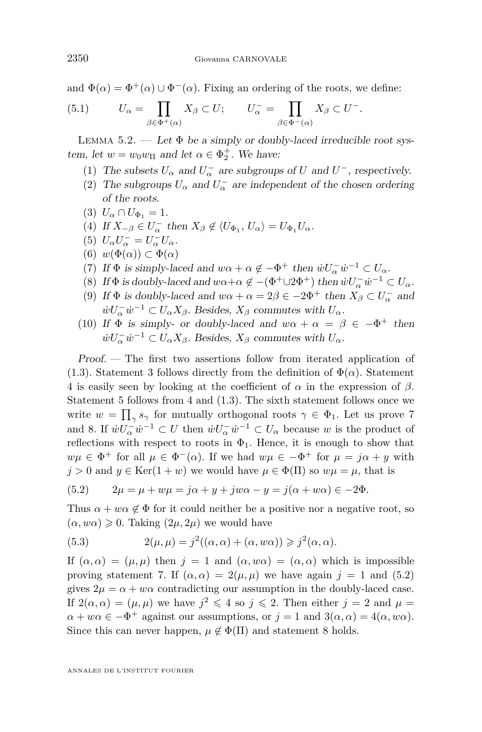and $\Phi(\alpha) = \Phi^+(\alpha) \cup \Phi^-(\alpha)$. Fixing an ordering of the roots, we define:

$$U_\alpha = \prod_{\beta \in \Phi^+(\alpha)} X_\beta \subset U; \qquad U_\alpha^- = \prod_{\beta \in \Phi^-(\alpha)} X_\beta \subset U^-. \tag{5.1}$$

Lemma 5.2. — *Let $\Phi$ be a simply or doubly-laced irreducible root system, let $w = w_0 w_\Pi$ and let $\alpha \in \Phi_2^+$. We have:*

1. *The subsets $U_\alpha$ and $U_\alpha^-$ are subgroups of $U$ and $U^-$, respectively.*
2. *The subgroups $U_\alpha$ and $U_\alpha^-$ are independent of the chosen ordering of the roots.*
3. $U_\alpha \cap U_{\Phi_1} = 1$.
4. *If $X_{-\beta} \in U_\alpha^-$ then $X_\beta \notin \langle U_{\Phi_1}, U_\alpha \rangle = U_{\Phi_1} U_\alpha$.*
5. $U_\alpha U_\alpha^- = U_\alpha^- U_\alpha$.
6. $w(\Phi(\alpha)) \subset \Phi(\alpha)$
7. *If $\Phi$ is simply-laced and $w\alpha + \alpha \notin -\Phi^+$ then $\dot{w} U_\alpha^- \dot{w}^{-1} \subset U_\alpha$.*
8. *If $\Phi$ is doubly-laced and $w\alpha+\alpha \notin -(\Phi^+ \cup 2\Phi^+)$ then $\dot{w} U_\alpha^- \dot{w}^{-1} \subset U_\alpha$.*
9. *If $\Phi$ is doubly-laced and $w\alpha + \alpha = 2\beta \in -2\Phi^+$ then $X_\beta \subset U_\alpha^-$ and $\dot{w} U_\alpha^- \dot{w}^{-1} \subset U_\alpha X_\beta$. Besides, $X_\beta$ commutes with $U_\alpha$.*
10. *If $\Phi$ is simply- or doubly-laced and $w\alpha + \alpha = \beta \in -\Phi^+$ then $\dot{w} U_\alpha^- \dot{w}^{-1} \subset U_\alpha X_\beta$. Besides, $X_\beta$ commutes with $U_\alpha$.*

*Proof.* — The first two assertions follow from iterated application of (1.3). Statement 3 follows directly from the definition of $\Phi(\alpha)$. Statement 4 is easily seen by looking at the coefficient of $\alpha$ in the expression of $\beta$. Statement 5 follows from 4 and (1.3). The sixth statement follows once we write $w = \prod_\gamma s_\gamma$ for mutually orthogonal roots $\gamma \in \Phi_1$. Let us prove 7 and 8. If $\dot{w} U_\alpha^- \dot{w}^{-1} \subset U$ then $\dot{w} U_\alpha^- \dot{w}^{-1} \subset U_\alpha$ because $w$ is the product of reflections with respect to roots in $\Phi_1$. Hence, it is enough to show that $w\mu \in \Phi^+$ for all $\mu \in \Phi^-(\alpha)$. If we had $w\mu \in -\Phi^+$ for $\mu = j\alpha + y$ with $j > 0$ and $y \in \mathrm{Ker}(1+w)$ we would have $\mu \in \Phi(\Pi)$ so $w\mu = \mu$, that is

$$2\mu = \mu + w\mu = j\alpha + y + jw\alpha - y = j(\alpha + w\alpha) \in -2\Phi. \tag{5.2}$$

Thus $\alpha + w\alpha \notin \Phi$ for it could neither be a positive nor a negative root, so $(\alpha, w\alpha) \geqslant 0$. Taking $(2\mu, 2\mu)$ we would have

$$2(\mu, \mu) = j^2((\alpha, \alpha) + (\alpha, w\alpha)) \geqslant j^2(\alpha, \alpha). \tag{5.3}$$

If $(\alpha, \alpha) = (\mu, \mu)$ then $j = 1$ and $(\alpha, w\alpha) = (\alpha, \alpha)$ which is impossible proving statement 7. If $(\alpha, \alpha) = 2(\mu, \mu)$ we have again $j = 1$ and (5.2) gives $2\mu = \alpha + w\alpha$ contradicting our assumption in the doubly-laced case. If $2(\alpha, \alpha) = (\mu, \mu)$ we have $j^2 \leqslant 4$ so $j \leqslant 2$. Then either $j = 2$ and $\mu = \alpha + w\alpha \in -\Phi^+$ against our assumptions, or $j = 1$ and $3(\alpha, \alpha) = 4(\alpha, w\alpha)$. Since this can never happen, $\mu \notin \Phi(\Pi)$ and statement 8 holds.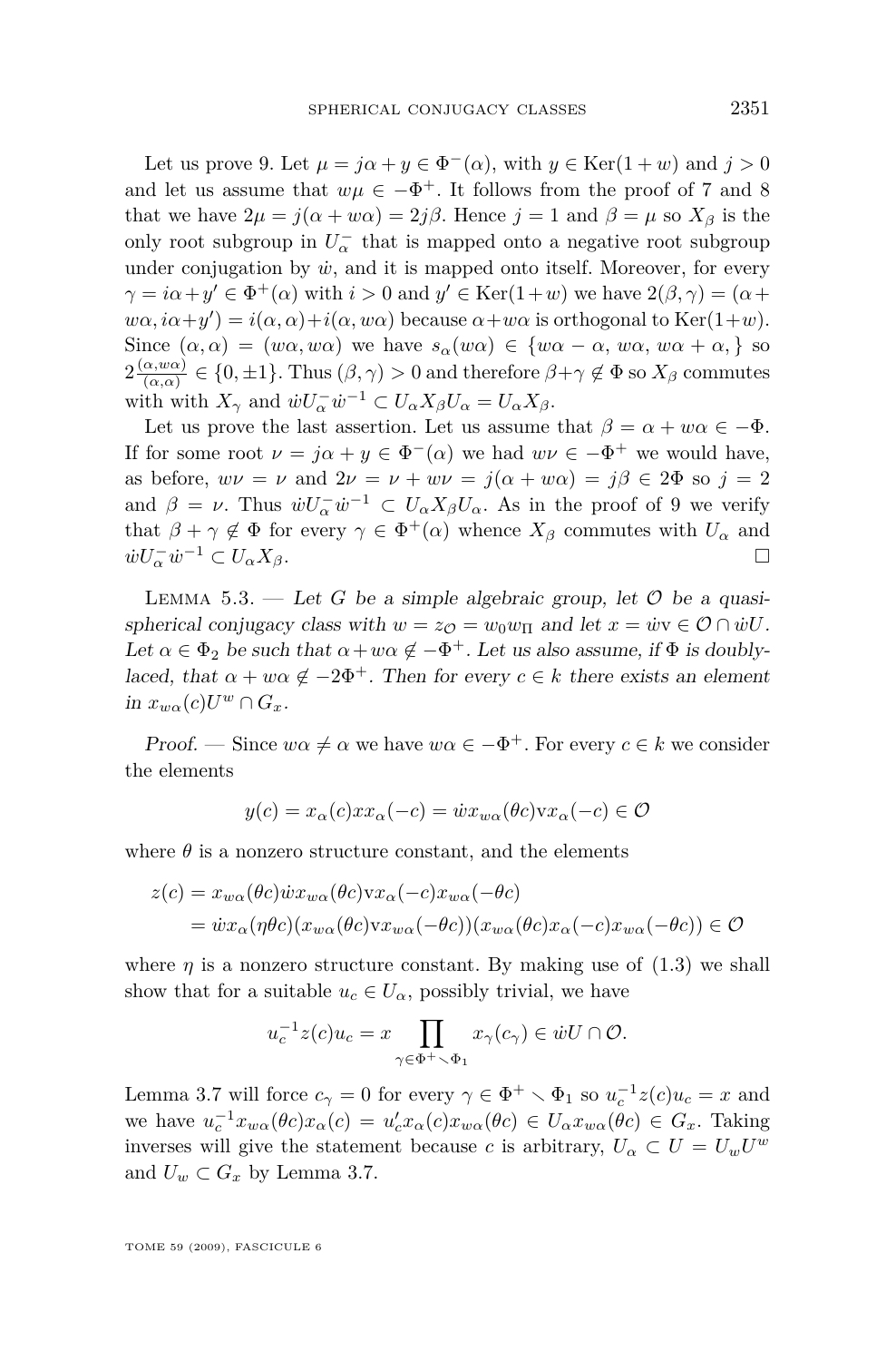Let us prove 9. Let $\mu = j\alpha + y \in \Phi^-(\alpha)$, with $y \in \mathrm{Ker}(1+w)$ and $j > 0$ and let us assume that $w\mu \in -\Phi^+$. It follows from the proof of 7 and 8 that we have $2\mu = j(\alpha + w\alpha) = 2j\beta$. Hence $j = 1$ and $\beta = \mu$ so $X_\beta$ is the only root subgroup in $U_\alpha^-$ that is mapped onto a negative root subgroup under conjugation by $\dot{w}$, and it is mapped onto itself. Moreover, for every $\gamma = i\alpha + y' \in \Phi^+(\alpha)$ with $i > 0$ and $y' \in \mathrm{Ker}(1+w)$ we have $2(\beta, \gamma) = (\alpha + w\alpha, i\alpha + y') = i(\alpha, \alpha) + i(\alpha, w\alpha)$ because $\alpha + w\alpha$ is orthogonal to $\mathrm{Ker}(1+w)$. Since $(\alpha, \alpha) = (w\alpha, w\alpha)$ we have $s_\alpha(w\alpha) \in \{w\alpha - \alpha,\, w\alpha,\, w\alpha + \alpha,\}$ so $2\frac{(\alpha, w\alpha)}{(\alpha,\alpha)} \in \{0, \pm 1\}$. Thus $(\beta, \gamma) > 0$ and therefore $\beta + \gamma \notin \Phi$ so $X_\beta$ commutes with with $X_\gamma$ and $\dot{w}U_\alpha^- \dot{w}^{-1} \subset U_\alpha X_\beta U_\alpha = U_\alpha X_\beta$.

Let us prove the last assertion. Let us assume that $\beta = \alpha + w\alpha \in -\Phi$. If for some root $\nu = j\alpha + y \in \Phi^-(\alpha)$ we had $w\nu \in -\Phi^+$ we would have, as before, $w\nu = \nu$ and $2\nu = \nu + w\nu = j(\alpha + w\alpha) = j\beta \in 2\Phi$ so $j = 2$ and $\beta = \nu$. Thus $\dot{w}U_\alpha^- \dot{w}^{-1} \subset U_\alpha X_\beta U_\alpha$. As in the proof of 9 we verify that $\beta + \gamma \notin \Phi$ for every $\gamma \in \Phi^+(\alpha)$ whence $X_\beta$ commutes with $U_\alpha$ and $\dot{w}U_\alpha^- \dot{w}^{-1} \subset U_\alpha X_\beta$. $\square$

Lemma 5.3. — *Let $G$ be a simple algebraic group, let $\mathcal{O}$ be a quasi-spherical conjugacy class with $w = z_{\mathcal{O}} = w_0 w_\Pi$ and let $x = \dot{w}\mathrm{v} \in \mathcal{O} \cap \dot{w}U$. Let $\alpha \in \Phi_2$ be such that $\alpha + w\alpha \notin -\Phi^+$. Let us also assume, if $\Phi$ is doubly-laced, that $\alpha + w\alpha \notin -2\Phi^+$. Then for every $c \in k$ there exists an element in $x_{w\alpha}(c)U^w \cap G_x$.*

*Proof.* — Since $w\alpha \neq \alpha$ we have $w\alpha \in -\Phi^+$. For every $c \in k$ we consider the elements

$$y(c) = x_\alpha(c) x x_\alpha(-c) = \dot{w} x_{w\alpha}(\theta c) \mathrm{v} x_\alpha(-c) \in \mathcal{O}$$

where $\theta$ is a nonzero structure constant, and the elements

$$\begin{aligned} z(c) &= x_{w\alpha}(\theta c) \dot{w} x_{w\alpha}(\theta c) \mathrm{v} x_\alpha(-c) x_{w\alpha}(-\theta c) \\ &= \dot{w} x_\alpha(\eta\theta c)(x_{w\alpha}(\theta c) \mathrm{v} x_{w\alpha}(-\theta c))(x_{w\alpha}(\theta c) x_\alpha(-c) x_{w\alpha}(-\theta c)) \in \mathcal{O} \end{aligned}$$

where $\eta$ is a nonzero structure constant. By making use of (1.3) we shall show that for a suitable $u_c \in U_\alpha$, possibly trivial, we have

$$u_c^{-1} z(c) u_c = x \prod_{\gamma \in \Phi^+ \smallsetminus \Phi_1} x_\gamma(c_\gamma) \in \dot{w}U \cap \mathcal{O}.$$

Lemma 3.7 will force $c_\gamma = 0$ for every $\gamma \in \Phi^+ \smallsetminus \Phi_1$ so $u_c^{-1} z(c) u_c = x$ and we have $u_c^{-1} x_{w\alpha}(\theta c) x_\alpha(c) = u_c' x_\alpha(c) x_{w\alpha}(\theta c) \in U_\alpha x_{w\alpha}(\theta c) \in G_x$. Taking inverses will give the statement because $c$ is arbitrary, $U_\alpha \subset U = U_w U^w$ and $U_w \subset G_x$ by Lemma 3.7.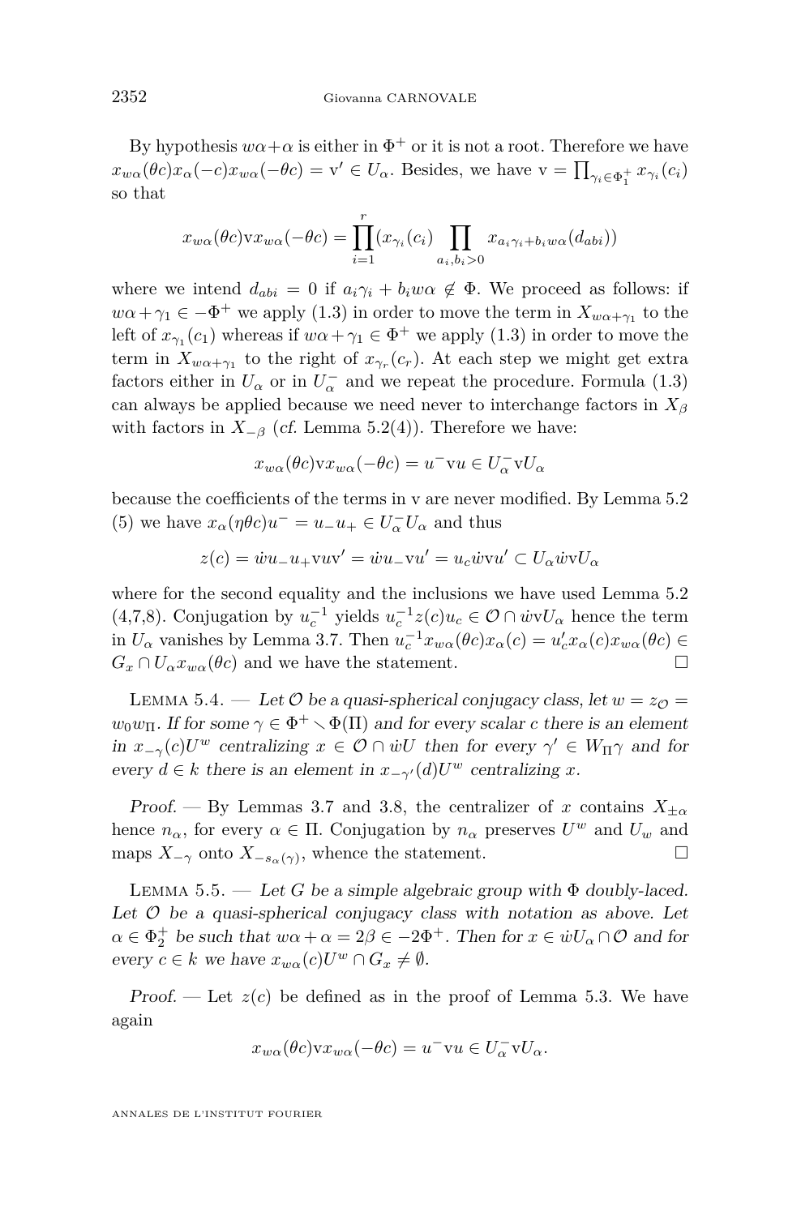By hypothesis $w\alpha+\alpha$ is either in $\Phi^+$ or it is not a root. Therefore we have $x_{w\alpha}(\theta c)x_\alpha(-c)x_{w\alpha}(-\theta c) = \mathrm{v}' \in U_\alpha$. Besides, we have $\mathrm{v} = \prod_{\gamma_i \in \Phi_1^+} x_{\gamma_i}(c_i)$ so that

$$x_{w\alpha}(\theta c)\mathrm{v}x_{w\alpha}(-\theta c) = \prod_{i=1}^{r}(x_{\gamma_i}(c_i)\prod_{a_i,b_i>0} x_{a_i\gamma_i+b_iw\alpha}(d_{abi}))$$

where we intend $d_{abi}=0$ if $a_i\gamma_i + b_iw\alpha \notin \Phi$. We proceed as follows: if $w\alpha+\gamma_1 \in -\Phi^+$ we apply (1.3) in order to move the term in $X_{w\alpha+\gamma_1}$ to the left of $x_{\gamma_1}(c_1)$ whereas if $w\alpha+\gamma_1 \in \Phi^+$ we apply (1.3) in order to move the term in $X_{w\alpha+\gamma_1}$ to the right of $x_{\gamma_r}(c_r)$. At each step we might get extra factors either in $U_\alpha$ or in $U_\alpha^-$ and we repeat the procedure. Formula (1.3) can always be applied because we need never to interchange factors in $X_\beta$ with factors in $X_{-\beta}$ (*cf.* Lemma 5.2(4)). Therefore we have:

$$x_{w\alpha}(\theta c)\mathrm{v}x_{w\alpha}(-\theta c) = u^-\mathrm{v}u \in U_\alpha^-\mathrm{v}U_\alpha$$

because the coefficients of the terms in v are never modified. By Lemma 5.2 (5) we have $x_\alpha(\eta\theta c)u^- = u_-u_+ \in U_\alpha^- U_\alpha$ and thus

$$z(c) = \dot{w}u_-u_+\mathrm{v}u\mathrm{v}' = \dot{w}u_-\mathrm{v}u' = u_c\dot{w}\mathrm{v}u' \subset U_\alpha\dot{w}\mathrm{v}U_\alpha$$

where for the second equality and the inclusions we have used Lemma 5.2 (4,7,8). Conjugation by $u_c^{-1}$ yields $u_c^{-1}z(c)u_c \in \mathcal{O}\cap\dot{w}\mathrm{v}U_\alpha$ hence the term in $U_\alpha$ vanishes by Lemma 3.7. Then $u_c^{-1}x_{w\alpha}(\theta c)x_\alpha(c) = u_c'x_\alpha(c)x_{w\alpha}(\theta c) \in G_x \cap U_\alpha x_{w\alpha}(\theta c)$ and we have the statement. $\square$

Lemma 5.4. — *Let $\mathcal{O}$ be a quasi-spherical conjugacy class, let $w = z_{\mathcal{O}} = w_0w_\Pi$. If for some $\gamma \in \Phi^+ \setminus \Phi(\Pi)$ and for every scalar $c$ there is an element in $x_{-\gamma}(c)U^w$ centralizing $x \in \mathcal{O}\cap\dot{w}U$ then for every $\gamma' \in W_\Pi\gamma$ and for every $d \in k$ there is an element in $x_{-\gamma'}(d)U^w$ centralizing $x$.*

*Proof.* — By Lemmas 3.7 and 3.8, the centralizer of $x$ contains $X_{\pm\alpha}$ hence $n_\alpha$, for every $\alpha \in \Pi$. Conjugation by $n_\alpha$ preserves $U^w$ and $U_w$ and maps $X_{-\gamma}$ onto $X_{-s_\alpha(\gamma)}$, whence the statement. $\square$

Lemma 5.5. — *Let $G$ be a simple algebraic group with $\Phi$ doubly-laced. Let $\mathcal{O}$ be a quasi-spherical conjugacy class with notation as above. Let $\alpha \in \Phi_2^+$ be such that $w\alpha+\alpha = 2\beta \in -2\Phi^+$. Then for $x \in \dot{w}U_\alpha \cap \mathcal{O}$ and for every $c \in k$ we have $x_{w\alpha}(c)U^w \cap G_x \neq \emptyset$.*

*Proof.* — Let $z(c)$ be defined as in the proof of Lemma 5.3. We have again

$$x_{w\alpha}(\theta c)\mathrm{v}x_{w\alpha}(-\theta c) = u^-\mathrm{v}u \in U_\alpha^-\mathrm{v}U_\alpha.$$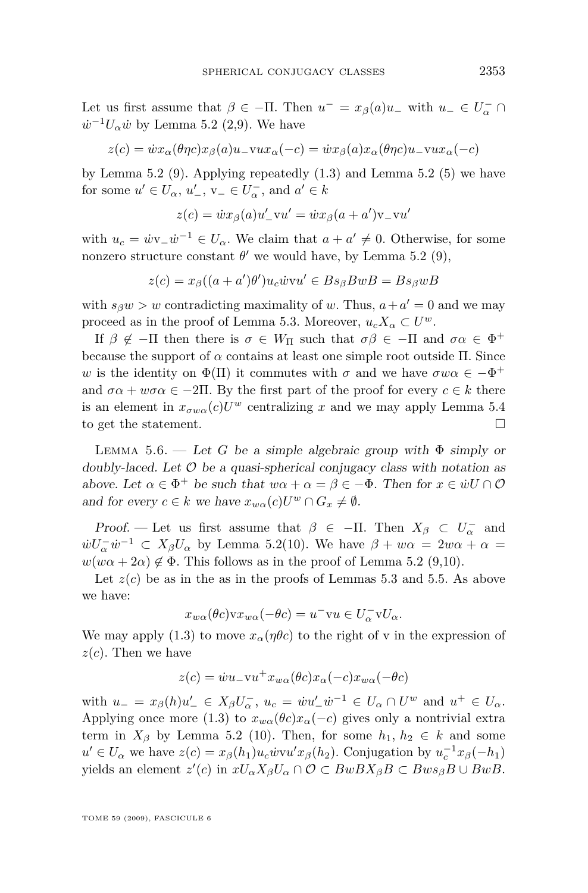Let us first assume that $\beta \in -\Pi$. Then $u^- = x_\beta(a)u_-$ with $u_- \in U_\alpha^- \cap \dot{w}^{-1}U_\alpha\dot{w}$ by Lemma 5.2 (2,9). We have

$$z(c) = \dot{w}x_\alpha(\theta\eta c)x_\beta(a)u_-\mathrm{v}ux_\alpha(-c) = \dot{w}x_\beta(a)x_\alpha(\theta\eta c)u_-\mathrm{v}ux_\alpha(-c)$$

by Lemma 5.2 (9). Applying repeatedly (1.3) and Lemma 5.2 (5) we have for some $u' \in U_\alpha$, $u'_-$, $\mathrm{v}_- \in U_\alpha^-$, and $a' \in k$

$$z(c) = \dot{w}x_\beta(a)u'_-\mathrm{v}u' = \dot{w}x_\beta(a+a')\mathrm{v}_-\mathrm{v}u'$$

with $u_c = \dot{w}\mathrm{v}_-\dot{w}^{-1} \in U_\alpha$. We claim that $a + a' \neq 0$. Otherwise, for some nonzero structure constant $\theta'$ we would have, by Lemma 5.2 (9),

$$z(c) = x_\beta((a+a')\theta')u_c\dot{w}\mathrm{v}u' \in Bs_\beta BwB = Bs_\beta wB$$

with $s_\beta w > w$ contradicting maximality of $w$. Thus, $a + a' = 0$ and we may proceed as in the proof of Lemma 5.3. Moreover, $u_c X_\alpha \subset U^w$.

If $\beta \notin -\Pi$ then there is $\sigma \in W_\Pi$ such that $\sigma\beta \in -\Pi$ and $\sigma\alpha \in \Phi^+$ because the support of $\alpha$ contains at least one simple root outside $\Pi$. Since $w$ is the identity on $\Phi(\Pi)$ it commutes with $\sigma$ and we have $\sigma w\alpha \in -\Phi^+$ and $\sigma\alpha + w\sigma\alpha \in -2\Pi$. By the first part of the proof for every $c \in k$ there is an element in $x_{\sigma w\alpha}(c)U^w$ centralizing $x$ and we may apply Lemma 5.4 to get the statement. □

Lemma 5.6. — *Let $G$ be a simple algebraic group with $\Phi$ simply or doubly-laced. Let $\mathcal{O}$ be a quasi-spherical conjugacy class with notation as above. Let $\alpha \in \Phi^+$ be such that $w\alpha + \alpha = \beta \in -\Phi$. Then for $x \in \dot{w}U \cap \mathcal{O}$ and for every $c \in k$ we have $x_{w\alpha}(c)U^w \cap G_x \neq \emptyset$.*

*Proof.* — Let us first assume that $\beta \in -\Pi$. Then $X_\beta \subset U_\alpha^-$ and $\dot{w}U_\alpha^-\dot{w}^{-1} \subset X_\beta U_\alpha$ by Lemma 5.2(10). We have $\beta + w\alpha = 2w\alpha + \alpha = w(w\alpha + 2\alpha) \notin \Phi$. This follows as in the proof of Lemma 5.2 (9,10).

Let $z(c)$ be as in the as in the proofs of Lemmas 5.3 and 5.5. As above we have:

$$x_{w\alpha}(\theta c)\mathrm{v}x_{w\alpha}(-\theta c) = u^-\mathrm{v}u \in U_\alpha^-\mathrm{v}U_\alpha.$$

We may apply (1.3) to move $x_\alpha(\eta\theta c)$ to the right of v in the expression of $z(c)$. Then we have

$$z(c) = \dot{w}u_-\mathrm{v}u^+x_{w\alpha}(\theta c)x_\alpha(-c)x_{w\alpha}(-\theta c)$$

with $u_- = x_\beta(h)u'_- \in X_\beta U_\alpha^-$, $u_c = \dot{w}u'_-\dot{w}^{-1} \in U_\alpha \cap U^w$ and $u^+ \in U_\alpha$. Applying once more (1.3) to $x_{w\alpha}(\theta c)x_\alpha(-c)$ gives only a nontrivial extra term in $X_\beta$ by Lemma 5.2 (10). Then, for some $h_1$, $h_2 \in k$ and some $u' \in U_\alpha$ we have $z(c) = x_\beta(h_1)u_c\dot{w}\mathrm{v}u'x_\beta(h_2)$. Conjugation by $u_c^{-1}x_\beta(-h_1)$ yields an element $z'(c)$ in $xU_\alpha X_\beta U_\alpha \cap \mathcal{O} \subset BwBX_\beta B \subset Bws_\beta B \cup BwB$.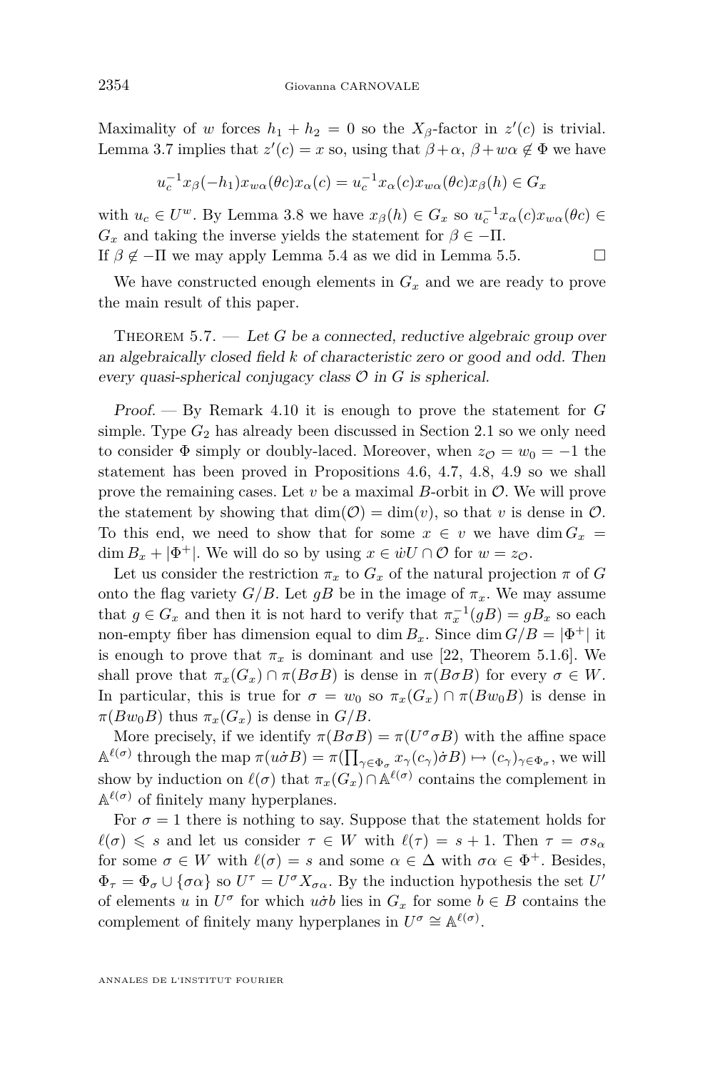Maximality of $w$ forces $h_1 + h_2 = 0$ so the $X_\beta$-factor in $z'(c)$ is trivial. Lemma 3.7 implies that $z'(c) = x$ so, using that $\beta+\alpha$, $\beta+w\alpha \notin \Phi$ we have

$$u_c^{-1}x_\beta(-h_1)x_{w\alpha}(\theta c)x_\alpha(c) = u_c^{-1}x_\alpha(c)x_{w\alpha}(\theta c)x_\beta(h) \in G_x$$

with $u_c \in U^w$. By Lemma 3.8 we have $x_\beta(h) \in G_x$ so $u_c^{-1}x_\alpha(c)x_{w\alpha}(\theta c) \in G_x$ and taking the inverse yields the statement for $\beta \in -\Pi$.
If $\beta \notin -\Pi$ we may apply Lemma 5.4 as we did in Lemma 5.5. □

We have constructed enough elements in $G_x$ and we are ready to prove the main result of this paper.

Theorem 5.7. — *Let $G$ be a connected, reductive algebraic group over an algebraically closed field $k$ of characteristic zero or good and odd. Then every quasi-spherical conjugacy class $\mathcal{O}$ in $G$ is spherical.*

*Proof.* — By Remark 4.10 it is enough to prove the statement for $G$ simple. Type $G_2$ has already been discussed in Section 2.1 so we only need to consider $\Phi$ simply or doubly-laced. Moreover, when $z_{\mathcal{O}} = w_0 = -1$ the statement has been proved in Propositions 4.6, 4.7, 4.8, 4.9 so we shall prove the remaining cases. Let $v$ be a maximal $B$-orbit in $\mathcal{O}$. We will prove the statement by showing that $\dim(\mathcal{O}) = \dim(v)$, so that $v$ is dense in $\mathcal{O}$. To this end, we need to show that for some $x \in v$ we have $\dim G_x = \dim B_x + |\Phi^+|$. We will do so by using $x \in \dot{w}U \cap \mathcal{O}$ for $w = z_{\mathcal{O}}$.

Let us consider the restriction $\pi_x$ to $G_x$ of the natural projection $\pi$ of $G$ onto the flag variety $G/B$. Let $gB$ be in the image of $\pi_x$. We may assume that $g \in G_x$ and then it is not hard to verify that $\pi_x^{-1}(gB) = gB_x$ so each non-empty fiber has dimension equal to $\dim B_x$. Since $\dim G/B = |\Phi^+|$ it is enough to prove that $\pi_x$ is dominant and use [22, Theorem 5.1.6]. We shall prove that $\pi_x(G_x) \cap \pi(B\sigma B)$ is dense in $\pi(B\sigma B)$ for every $\sigma \in W$. In particular, this is true for $\sigma = w_0$ so $\pi_x(G_x) \cap \pi(Bw_0B)$ is dense in $\pi(Bw_0B)$ thus $\pi_x(G_x)$ is dense in $G/B$.

More precisely, if we identify $\pi(B\sigma B) = \pi(U^\sigma \sigma B)$ with the affine space $\mathbb{A}^{\ell(\sigma)}$ through the map $\pi(u\dot{\sigma}B) = \pi(\prod_{\gamma\in\Phi_\sigma} x_\gamma(c_\gamma)\dot{\sigma}B) \mapsto (c_\gamma)_{\gamma\in\Phi_\sigma}$, we will show by induction on $\ell(\sigma)$ that $\pi_x(G_x) \cap \mathbb{A}^{\ell(\sigma)}$ contains the complement in $\mathbb{A}^{\ell(\sigma)}$ of finitely many hyperplanes.

For $\sigma = 1$ there is nothing to say. Suppose that the statement holds for $\ell(\sigma) \leqslant s$ and let us consider $\tau \in W$ with $\ell(\tau) = s+1$. Then $\tau = \sigma s_\alpha$ for some $\sigma \in W$ with $\ell(\sigma) = s$ and some $\alpha \in \Delta$ with $\sigma\alpha \in \Phi^+$. Besides, $\Phi_\tau = \Phi_\sigma \cup \{\sigma\alpha\}$ so $U^\tau = U^\sigma X_{\sigma\alpha}$. By the induction hypothesis the set $U'$ of elements $u$ in $U^\sigma$ for which $u\dot{\sigma}b$ lies in $G_x$ for some $b \in B$ contains the complement of finitely many hyperplanes in $U^\sigma \cong \mathbb{A}^{\ell(\sigma)}$.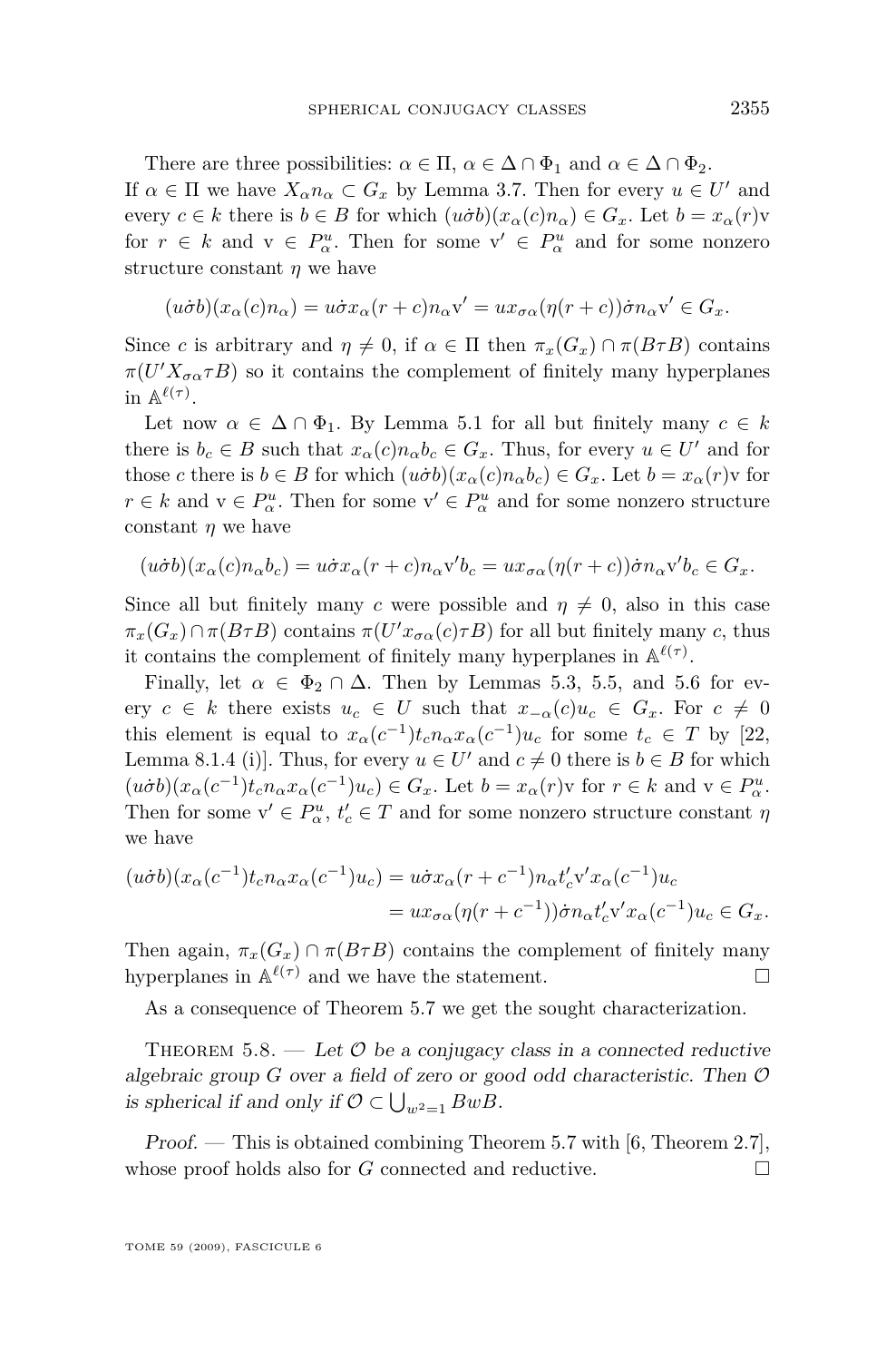There are three possibilities: $\alpha \in \Pi$, $\alpha \in \Delta \cap \Phi_1$ and $\alpha \in \Delta \cap \Phi_2$. If $\alpha \in \Pi$ we have $X_\alpha n_\alpha \subset G_x$ by Lemma 3.7. Then for every $u \in U'$ and every $c \in k$ there is $b \in B$ for which $(u\dot{\sigma}b)(x_\alpha(c)n_\alpha) \in G_x$. Let $b = x_\alpha(r)\mathrm{v}$ for $r \in k$ and $\mathrm{v} \in P_\alpha^u$. Then for some $\mathrm{v}' \in P_\alpha^u$ and for some nonzero structure constant $\eta$ we have

$$(u\dot{\sigma}b)(x_\alpha(c)n_\alpha) = u\dot{\sigma}x_\alpha(r+c)n_\alpha \mathrm{v}' = ux_{\sigma\alpha}(\eta(r+c))\dot{\sigma}n_\alpha \mathrm{v}' \in G_x.$$

Since $c$ is arbitrary and $\eta \neq 0$, if $\alpha \in \Pi$ then $\pi_x(G_x) \cap \pi(B\tau B)$ contains $\pi(U'X_{\sigma\alpha}\tau B)$ so it contains the complement of finitely many hyperplanes in $\mathbb{A}^{\ell(\tau)}$.

Let now $\alpha \in \Delta \cap \Phi_1$. By Lemma 5.1 for all but finitely many $c \in k$ there is $b_c \in B$ such that $x_\alpha(c)n_\alpha b_c \in G_x$. Thus, for every $u \in U'$ and for those $c$ there is $b \in B$ for which $(u\dot{\sigma}b)(x_\alpha(c)n_\alpha b_c) \in G_x$. Let $b = x_\alpha(r)\mathrm{v}$ for $r \in k$ and $\mathrm{v} \in P_\alpha^u$. Then for some $\mathrm{v}' \in P_\alpha^u$ and for some nonzero structure constant $\eta$ we have

$$(u\dot{\sigma}b)(x_\alpha(c)n_\alpha b_c) = u\dot{\sigma}x_\alpha(r+c)n_\alpha \mathrm{v}' b_c = ux_{\sigma\alpha}(\eta(r+c))\dot{\sigma}n_\alpha \mathrm{v}' b_c \in G_x.$$

Since all but finitely many $c$ were possible and $\eta \neq 0$, also in this case $\pi_x(G_x) \cap \pi(B\tau B)$ contains $\pi(U'x_{\sigma\alpha}(c)\tau B)$ for all but finitely many $c$, thus it contains the complement of finitely many hyperplanes in $\mathbb{A}^{\ell(\tau)}$.

Finally, let $\alpha \in \Phi_2 \cap \Delta$. Then by Lemmas 5.3, 5.5, and 5.6 for every $c \in k$ there exists $u_c \in U$ such that $x_{-\alpha}(c)u_c \in G_x$. For $c \neq 0$ this element is equal to $x_\alpha(c^{-1})t_c n_\alpha x_\alpha(c^{-1})u_c$ for some $t_c \in T$ by [22, Lemma 8.1.4 (i)]. Thus, for every $u \in U'$ and $c \neq 0$ there is $b \in B$ for which $(u\dot{\sigma}b)(x_\alpha(c^{-1})t_c n_\alpha x_\alpha(c^{-1})u_c) \in G_x$. Let $b = x_\alpha(r)\mathrm{v}$ for $r \in k$ and $\mathrm{v} \in P_\alpha^u$. Then for some $\mathrm{v}' \in P_\alpha^u$, $t_c' \in T$ and for some nonzero structure constant $\eta$ we have

$$\begin{aligned}(u\dot{\sigma}b)(x_\alpha(c^{-1})t_c n_\alpha x_\alpha(c^{-1})u_c) &= u\dot{\sigma}x_\alpha(r+c^{-1})n_\alpha t_c' \mathrm{v}' x_\alpha(c^{-1})u_c \\ &= ux_{\sigma\alpha}(\eta(r+c^{-1}))\dot{\sigma}n_\alpha t_c' \mathrm{v}' x_\alpha(c^{-1})u_c \in G_x.\end{aligned}$$

Then again, $\pi_x(G_x) \cap \pi(B\tau B)$ contains the complement of finitely many hyperplanes in $\mathbb{A}^{\ell(\tau)}$ and we have the statement. □

As a consequence of Theorem 5.7 we get the sought characterization.

Theorem 5.8. — *Let $\mathcal{O}$ be a conjugacy class in a connected reductive algebraic group $G$ over a field of zero or good odd characteristic. Then $\mathcal{O}$ is spherical if and only if $\mathcal{O} \subset \bigcup_{w^2=1} BwB$.*

*Proof.* — This is obtained combining Theorem 5.7 with [6, Theorem 2.7], whose proof holds also for $G$ connected and reductive. □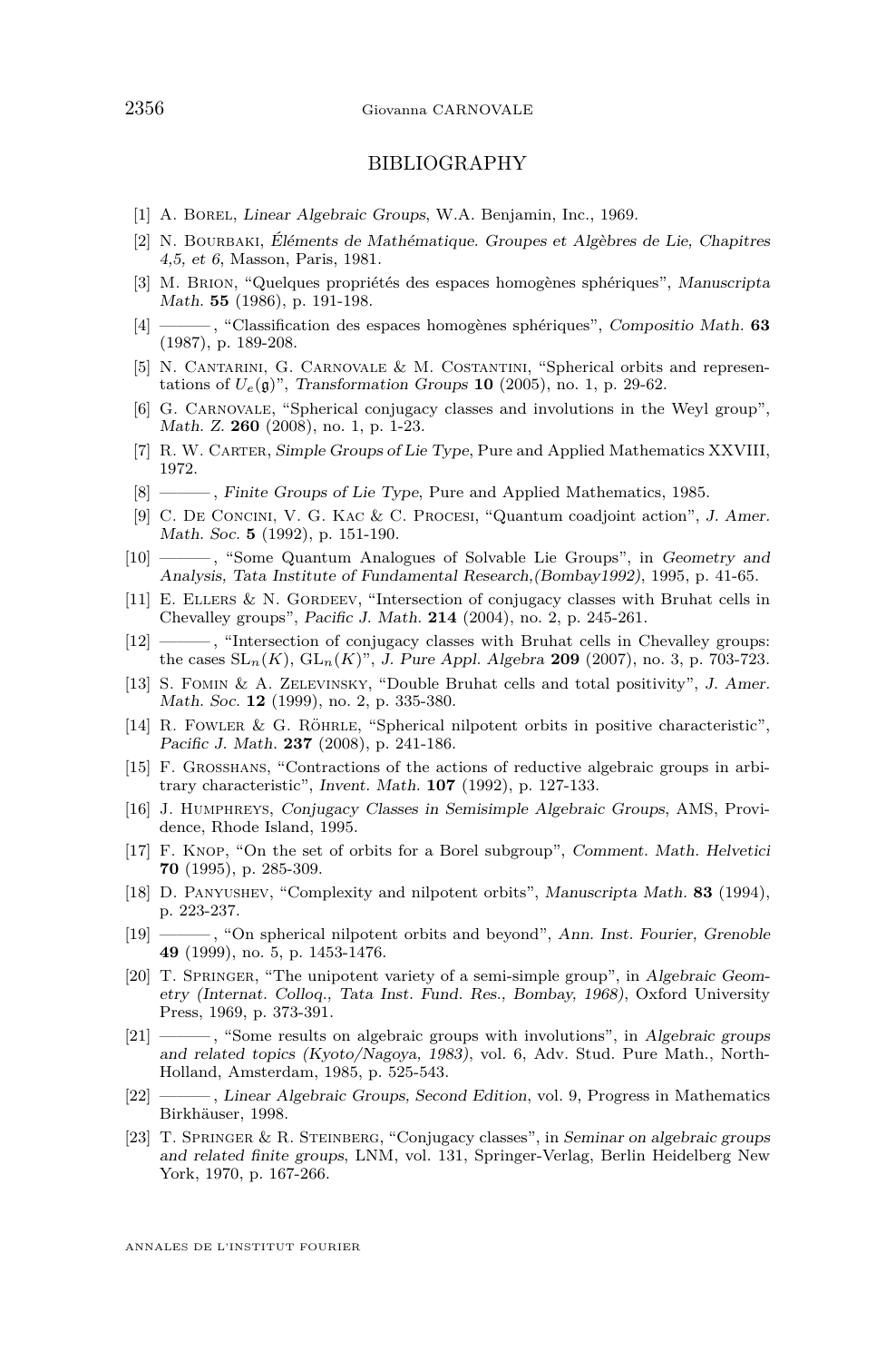## BIBLIOGRAPHY

[1] A. Borel, *Linear Algebraic Groups*, W.A. Benjamin, Inc., 1969.

[2] N. Bourbaki, *Éléments de Mathématique. Groupes et Algèbres de Lie, Chapitres 4,5, et 6*, Masson, Paris, 1981.

[3] M. Brion, "Quelques propriétés des espaces homogènes sphériques", *Manuscripta Math.* **55** (1986), p. 191-198.

[4] ———, "Classification des espaces homogènes sphériques", *Compositio Math.* **63** (1987), p. 189-208.

[5] N. Cantarini, G. Carnovale & M. Costantini, "Spherical orbits and representations of $U_\epsilon(\mathfrak{g})$", *Transformation Groups* **10** (2005), no. 1, p. 29-62.

[6] G. Carnovale, "Spherical conjugacy classes and involutions in the Weyl group", *Math. Z.* **260** (2008), no. 1, p. 1-23.

[7] R. W. Carter, *Simple Groups of Lie Type*, Pure and Applied Mathematics XXVIII, 1972.

[8] ———, *Finite Groups of Lie Type*, Pure and Applied Mathematics, 1985.

[9] C. De Concini, V. G. Kac & C. Procesi, "Quantum coadjoint action", *J. Amer. Math. Soc.* **5** (1992), p. 151-190.

[10] ———, "Some Quantum Analogues of Solvable Lie Groups", in *Geometry and Analysis, Tata Institute of Fundamental Research,(Bombay1992)*, 1995, p. 41-65.

[11] E. Ellers & N. Gordeev, "Intersection of conjugacy classes with Bruhat cells in Chevalley groups", *Pacific J. Math.* **214** (2004), no. 2, p. 245-261.

[12] ———, "Intersection of conjugacy classes with Bruhat cells in Chevalley groups: the cases $\mathrm{SL}_n(K)$, $\mathrm{GL}_n(K)$", *J. Pure Appl. Algebra* **209** (2007), no. 3, p. 703-723.

[13] S. Fomin & A. Zelevinsky, "Double Bruhat cells and total positivity", *J. Amer. Math. Soc.* **12** (1999), no. 2, p. 335-380.

[14] R. Fowler & G. Röhrle, "Spherical nilpotent orbits in positive characteristic", *Pacific J. Math.* **237** (2008), p. 241-186.

[15] F. Grosshans, "Contractions of the actions of reductive algebraic groups in arbitrary characteristic", *Invent. Math.* **107** (1992), p. 127-133.

[16] J. Humphreys, *Conjugacy Classes in Semisimple Algebraic Groups*, AMS, Providence, Rhode Island, 1995.

[17] F. Knop, "On the set of orbits for a Borel subgroup", *Comment. Math. Helvetici* **70** (1995), p. 285-309.

[18] D. Panyushev, "Complexity and nilpotent orbits", *Manuscripta Math.* **83** (1994), p. 223-237.

[19] ———, "On spherical nilpotent orbits and beyond", *Ann. Inst. Fourier, Grenoble* **49** (1999), no. 5, p. 1453-1476.

[20] T. Springer, "The unipotent variety of a semi-simple group", in *Algebraic Geometry (Internat. Colloq., Tata Inst. Fund. Res., Bombay, 1968)*, Oxford University Press, 1969, p. 373-391.

[21] ———, "Some results on algebraic groups with involutions", in *Algebraic groups and related topics (Kyoto/Nagoya, 1983)*, vol. 6, Adv. Stud. Pure Math., North-Holland, Amsterdam, 1985, p. 525-543.

[22] ———, *Linear Algebraic Groups, Second Edition*, vol. 9, Progress in Mathematics Birkhäuser, 1998.

[23] T. Springer & R. Steinberg, "Conjugacy classes", in *Seminar on algebraic groups and related finite groups*, LNM, vol. 131, Springer-Verlag, Berlin Heidelberg New York, 1970, p. 167-266.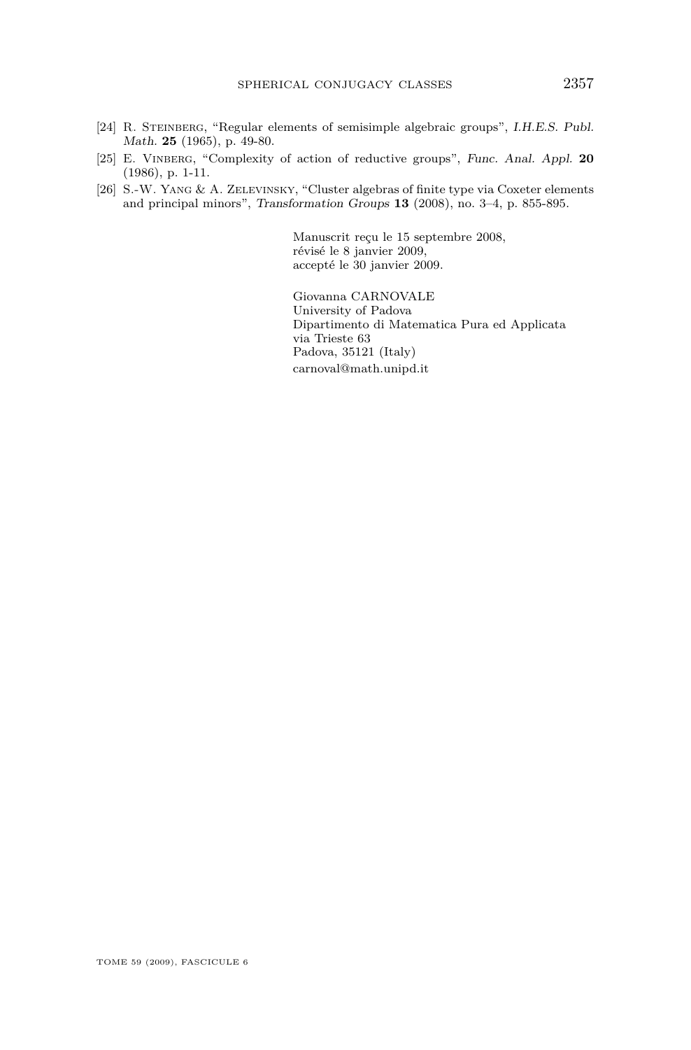[24] R. Steinberg, "Regular elements of semisimple algebraic groups", *I.H.E.S. Publ. Math.* **25** (1965), p. 49-80.

[25] E. Vinberg, "Complexity of action of reductive groups", *Func. Anal. Appl.* **20** (1986), p. 1-11.

[26] S.-W. Yang & A. Zelevinsky, "Cluster algebras of finite type via Coxeter elements and principal minors", *Transformation Groups* **13** (2008), no. 3–4, p. 855-895.

Manuscrit reçu le 15 septembre 2008,
révisé le 8 janvier 2009,
accepté le 30 janvier 2009.

Giovanna CARNOVALE
University of Padova
Dipartimento di Matematica Pura ed Applicata
via Trieste 63
Padova, 35121 (Italy)
carnoval@math.unipd.it